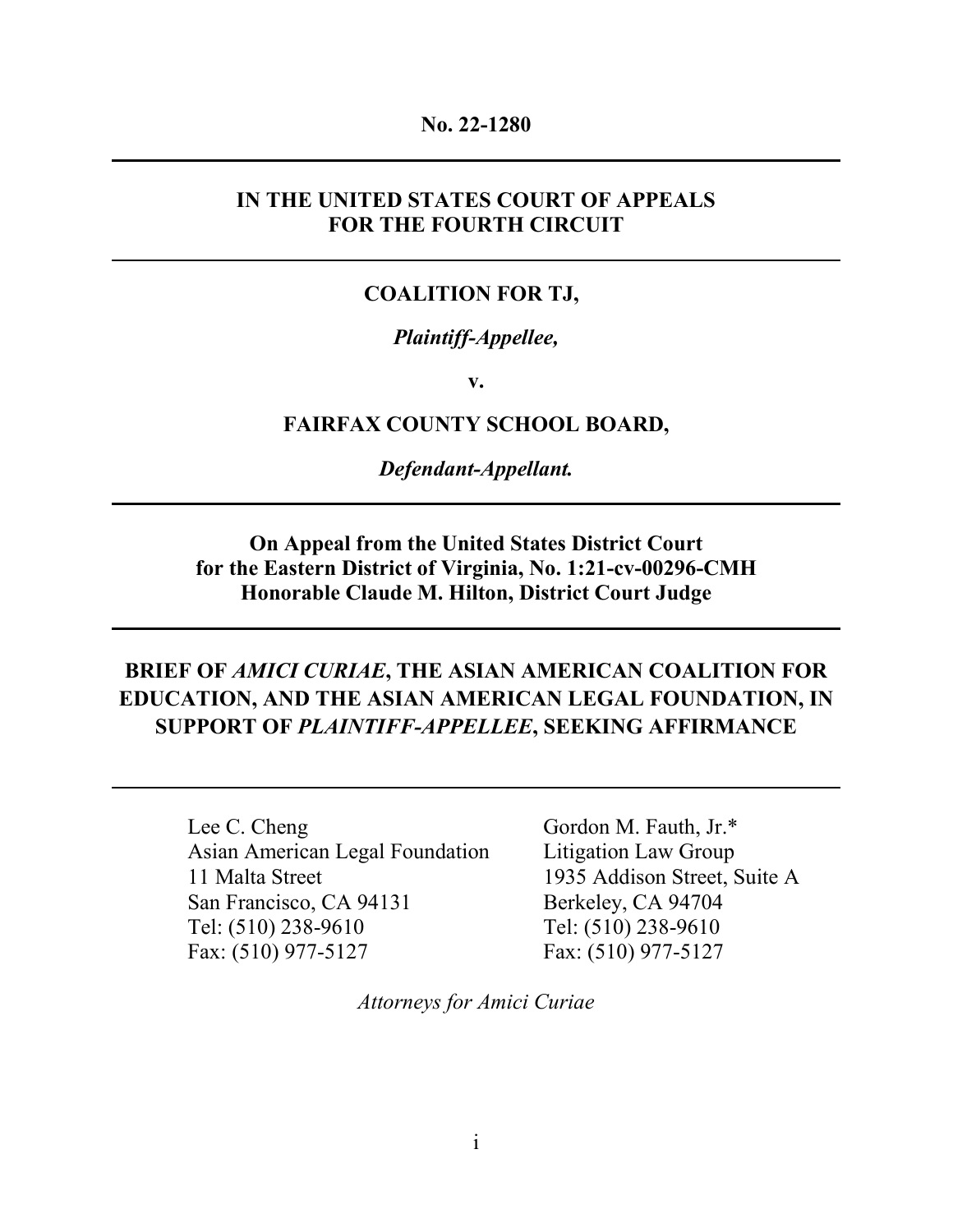**No. 22-1280**

---

**IN THE UNITED STATES COURT OF APPEALS FOR THE FOURTH CIRCUIT**

---

**COALITION FOR TJ,**

***Plaintiff-Appellee,***

**v.**

**FAIRFAX COUNTY SCHOOL BOARD,**

***Defendant-Appellant.***

---

**On Appeal from the United States District Court for the Eastern District of Virginia, No. 1:21-cv-00296-CMH Honorable Claude M. Hilton, District Court Judge**

---

**BRIEF OF *AMICI CURIAE*, THE ASIAN AMERICAN COALITION FOR EDUCATION, AND THE ASIAN AMERICAN LEGAL FOUNDATION, IN SUPPORT OF *PLAINTIFF-APPELLEE*, SEEKING AFFIRMANCE**

---

Lee C. Cheng
Asian American Legal Foundation
11 Malta Street
San Francisco, CA 94131
Tel: (510) 238-9610
Fax: (510) 977-5127

Gordon M. Fauth, Jr.*
Litigation Law Group
1935 Addison Street, Suite A
Berkeley, CA 94704
Tel: (510) 238-9610
Fax: (510) 977-5127

*Attorneys for Amici Curiae*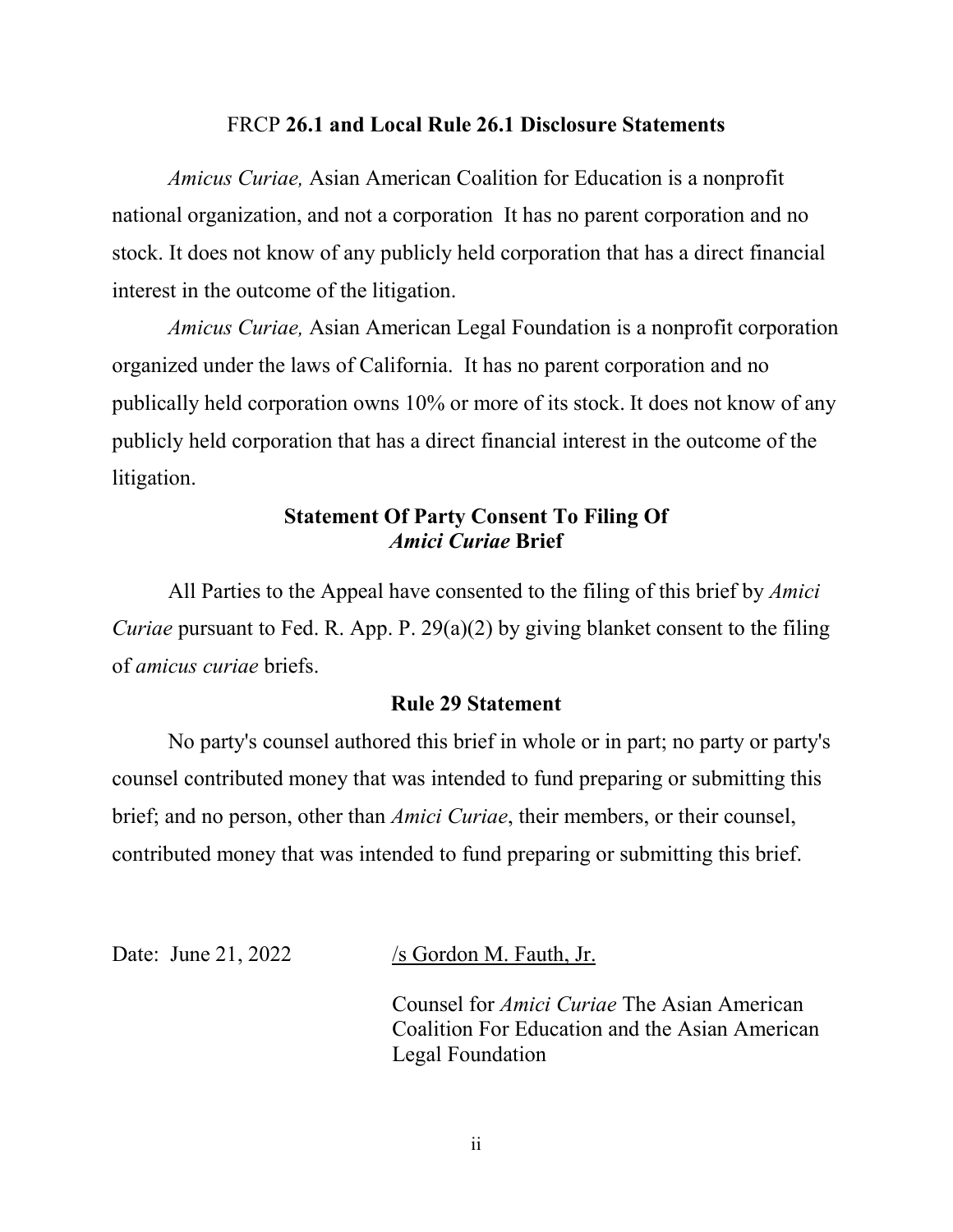## FRCP **26.1 and Local Rule 26.1 Disclosure Statements**

*Amicus Curiae,* Asian American Coalition for Education is a nonprofit national organization, and not a corporation  It has no parent corporation and no stock. It does not know of any publicly held corporation that has a direct financial interest in the outcome of the litigation.

*Amicus Curiae,* Asian American Legal Foundation is a nonprofit corporation organized under the laws of California.  It has no parent corporation and no publically held corporation owns 10% or more of its stock. It does not know of any publicly held corporation that has a direct financial interest in the outcome of the litigation.

## Statement Of Party Consent To Filing Of *Amici Curiae* Brief

All Parties to the Appeal have consented to the filing of this brief by *Amici Curiae* pursuant to Fed. R. App. P. 29(a)(2) by giving blanket consent to the filing of *amicus curiae* briefs.

## Rule 29 Statement

No party's counsel authored this brief in whole or in part; no party or party's counsel contributed money that was intended to fund preparing or submitting this brief; and no person, other than *Amici Curiae*, their members, or their counsel, contributed money that was intended to fund preparing or submitting this brief.

Date:  June 21, 2022

/s Gordon M. Fauth, Jr.

Counsel for *Amici Curiae* The Asian American Coalition For Education and the Asian American Legal Foundation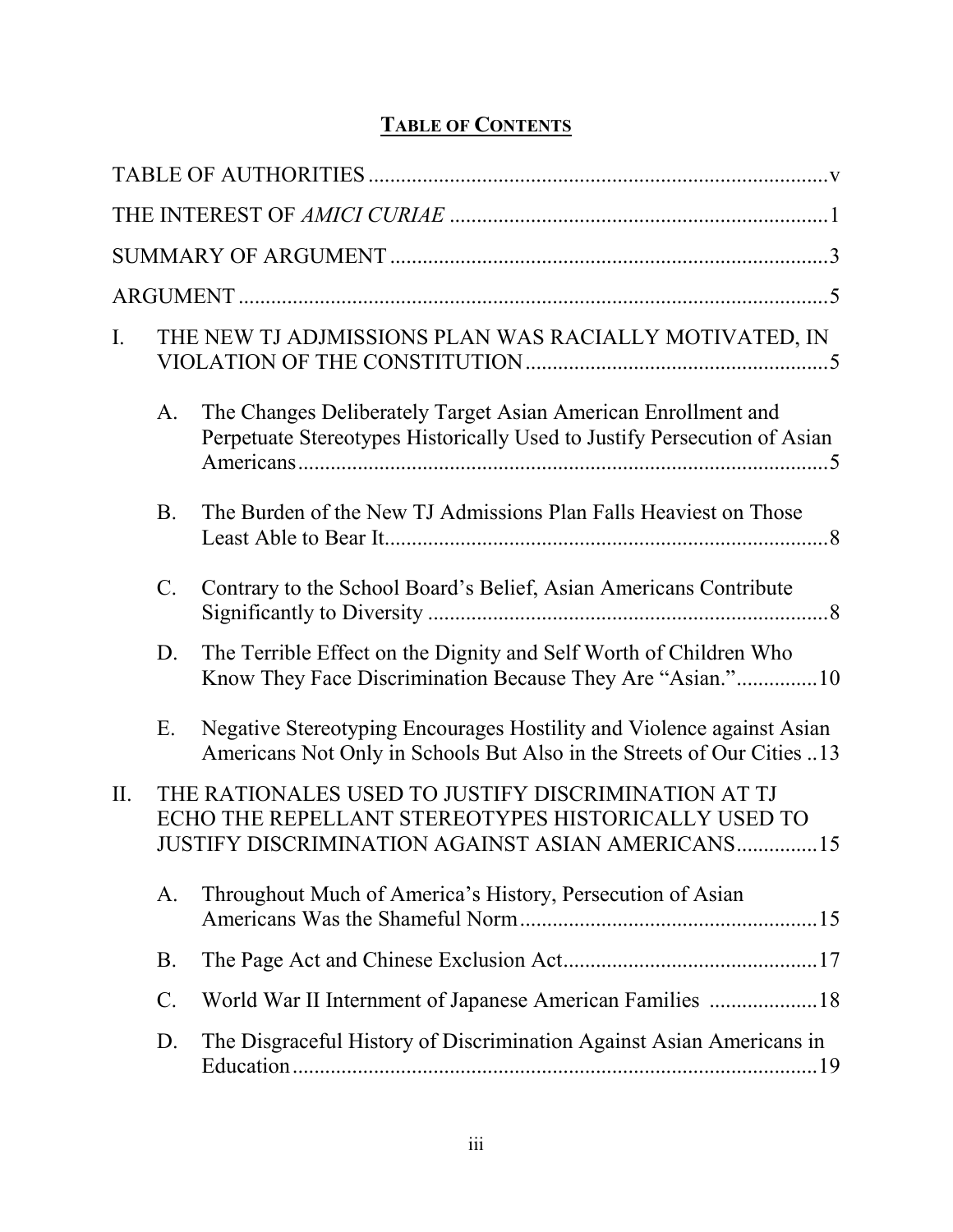## TABLE OF CONTENTS

TABLE OF AUTHORITIES ..... v

THE INTEREST OF *AMICI CURIAE* ..... 1

SUMMARY OF ARGUMENT ..... 3

ARGUMENT ..... 5

I. THE NEW TJ ADJMISSIONS PLAN WAS RACIALLY MOTIVATED, IN VIOLATION OF THE CONSTITUTION ..... 5

- A. The Changes Deliberately Target Asian American Enrollment and Perpetuate Stereotypes Historically Used to Justify Persecution of Asian Americans ..... 5
- B. The Burden of the New TJ Admissions Plan Falls Heaviest on Those Least Able to Bear It ..... 8
- C. Contrary to the School Board's Belief, Asian Americans Contribute Significantly to Diversity ..... 8
- D. The Terrible Effect on the Dignity and Self Worth of Children Who Know They Face Discrimination Because They Are "Asian." ..... 10
- E. Negative Stereotyping Encourages Hostility and Violence against Asian Americans Not Only in Schools But Also in the Streets of Our Cities ..... 13

II. THE RATIONALES USED TO JUSTIFY DISCRIMINATION AT TJ ECHO THE REPELLANT STEREOTYPES HISTORICALLY USED TO JUSTIFY DISCRIMINATION AGAINST ASIAN AMERICANS ..... 15

- A. Throughout Much of America's History, Persecution of Asian Americans Was the Shameful Norm ..... 15
- B. The Page Act and Chinese Exclusion Act ..... 17
- C. World War II Internment of Japanese American Families ..... 18
- D. The Disgraceful History of Discrimination Against Asian Americans in Education ..... 19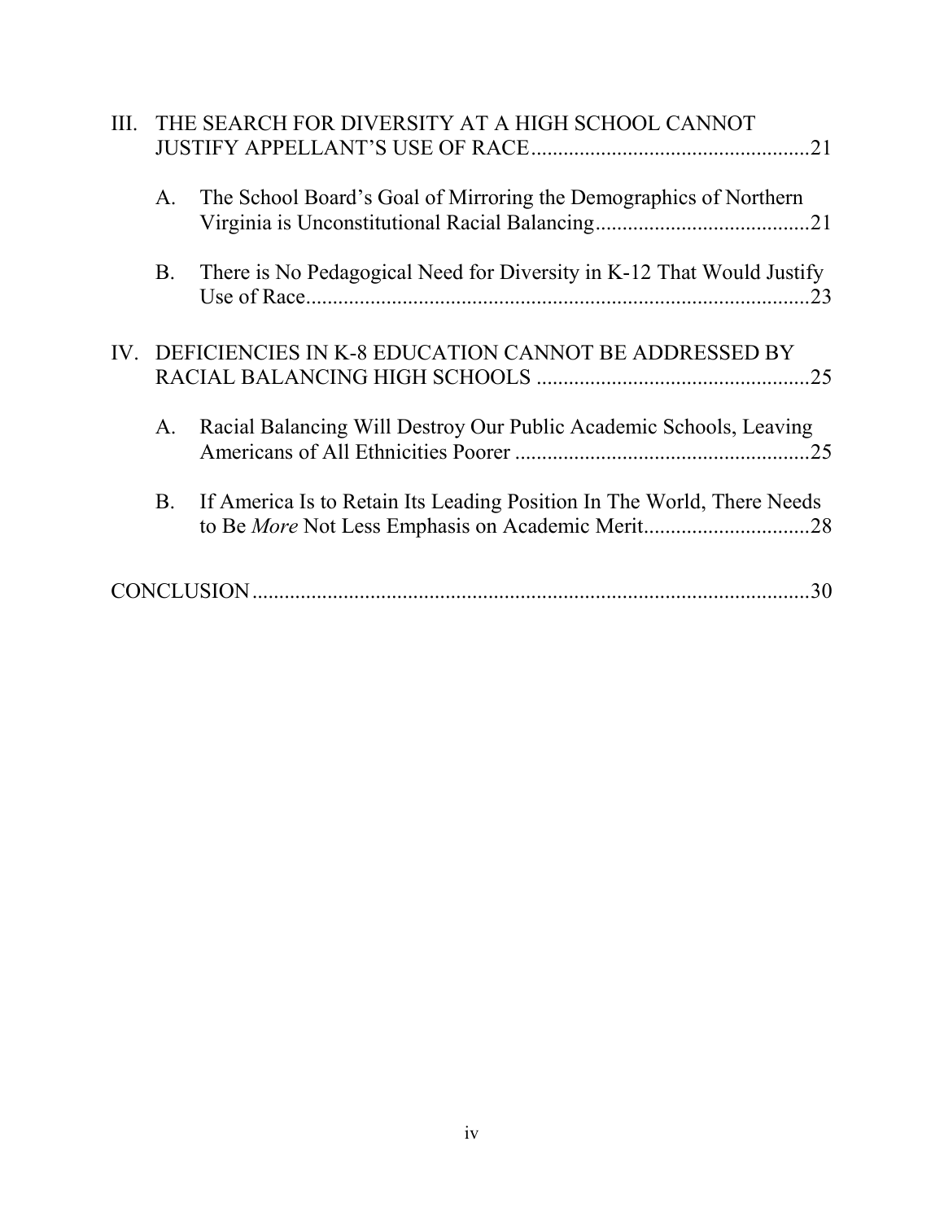III. THE SEARCH FOR DIVERSITY AT A HIGH SCHOOL CANNOT JUSTIFY APPELLANT'S USE OF RACE....................................................21

   A. The School Board's Goal of Mirroring the Demographics of Northern Virginia is Unconstitutional Racial Balancing........................................21

   B. There is No Pedagogical Need for Diversity in K-12 That Would Justify Use of Race.............................................................................................23

IV. DEFICIENCIES IN K-8 EDUCATION CANNOT BE ADDRESSED BY RACIAL BALANCING HIGH SCHOOLS ...................................................25

   A. Racial Balancing Will Destroy Our Public Academic Schools, Leaving Americans of All Ethnicities Poorer .......................................................25

   B. If America Is to Retain Its Leading Position In The World, There Needs to Be *More* Not Less Emphasis on Academic Merit...............................28

CONCLUSION........................................................................................................30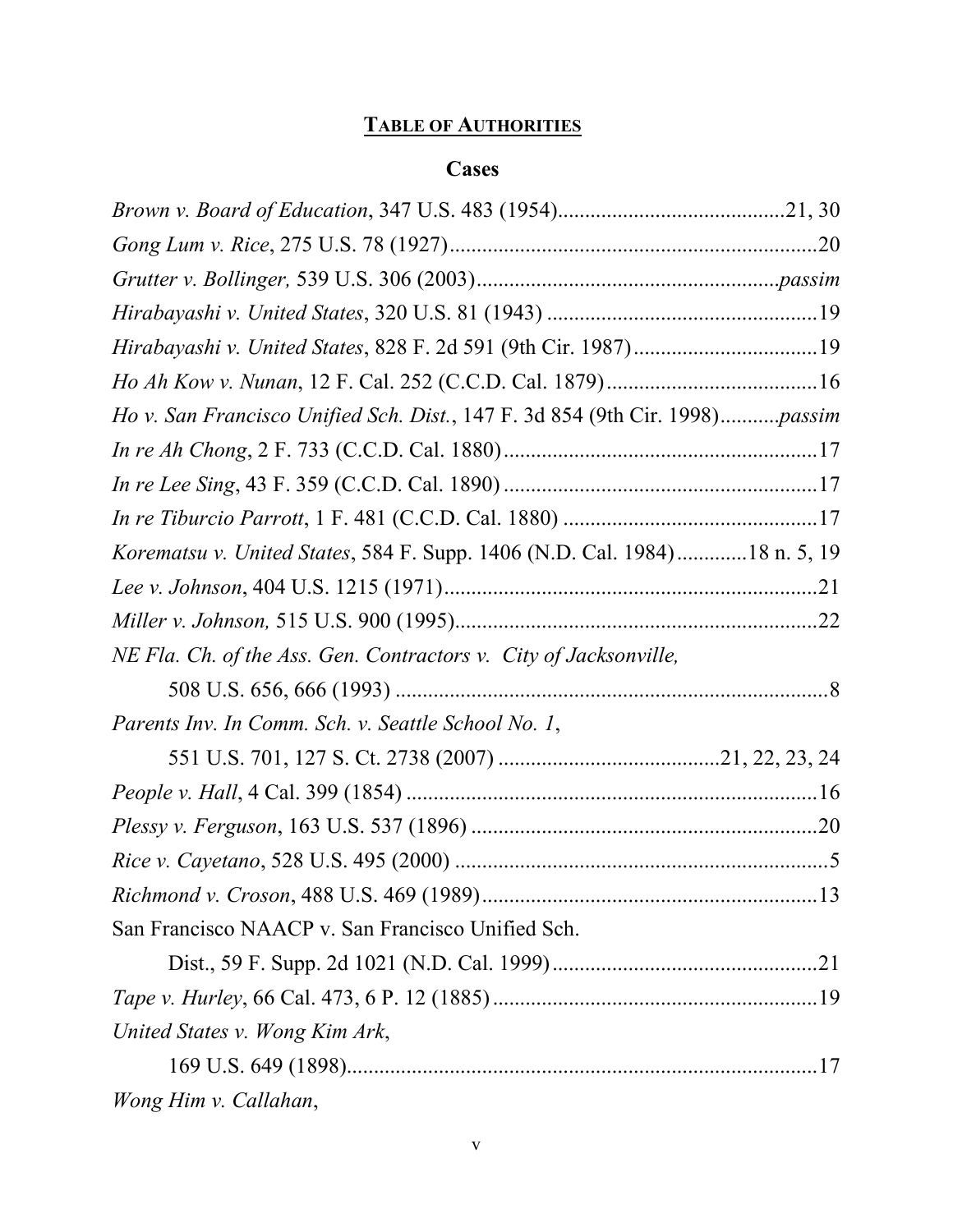## TABLE OF AUTHORITIES

### Cases

*Brown v. Board of Education*, 347 U.S. 483 (1954)..........................................21, 30

*Gong Lum v. Rice*, 275 U.S. 78 (1927)....................................................................20

*Grutter v. Bollinger,* 539 U.S. 306 (2003)........................................................*passim*

*Hirabayashi v. United States*, 320 U.S. 81 (1943) ..................................................19

*Hirabayashi v. United States*, 828 F. 2d 591 (9th Cir. 1987)..................................19

*Ho Ah Kow v. Nunan*, 12 F. Cal. 252 (C.C.D. Cal. 1879).......................................16

*Ho v. San Francisco Unified Sch. Dist.*, 147 F. 3d 854 (9th Cir. 1998)...........*passim*

*In re Ah Chong*, 2 F. 733 (C.C.D. Cal. 1880)..........................................................17

*In re Lee Sing*, 43 F. 359 (C.C.D. Cal. 1890) ..........................................................17

*In re Tiburcio Parrott*, 1 F. 481 (C.C.D. Cal. 1880) ...............................................17

*Korematsu v. United States*, 584 F. Supp. 1406 (N.D. Cal. 1984).............18 n. 5, 19

*Lee v. Johnson*, 404 U.S. 1215 (1971)....................................................................21

*Miller v. Johnson,* 515 U.S. 900 (1995)..................................................................22

*NE Fla. Ch. of the Ass. Gen. Contractors v. City of Jacksonville,*
 508 U.S. 656, 666 (1993) ...............................................................................8

*Parents Inv. In Comm. Sch. v. Seattle School No. 1*,
 551 U.S. 701, 127 S. Ct. 2738 (2007) .........................................21, 22, 23, 24

*People v. Hall*, 4 Cal. 399 (1854) ...........................................................................16

*Plessy v. Ferguson*, 163 U.S. 537 (1896) ................................................................20

*Rice v. Cayetano*, 528 U.S. 495 (2000) ....................................................................5

*Richmond v. Croson*, 488 U.S. 469 (1989).............................................................13

San Francisco NAACP v. San Francisco Unified Sch.
 Dist., 59 F. Supp. 2d 1021 (N.D. Cal. 1999).................................................21

*Tape v. Hurley*, 66 Cal. 473, 6 P. 12 (1885) ............................................................19

*United States v. Wong Kim Ark*,
 169 U.S. 649 (1898).......................................................................................17

*Wong Him v. Callahan*,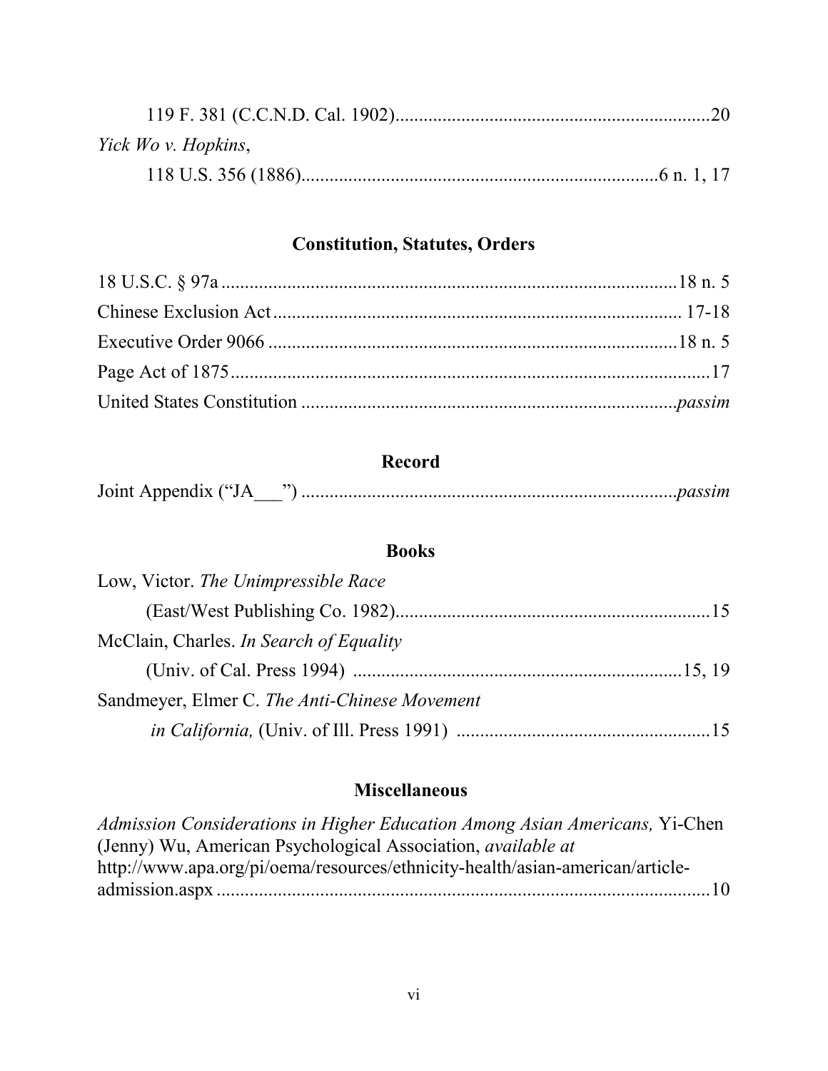119 F. 381 (C.C.N.D. Cal. 1902)....................................................................20

*Yick Wo v. Hopkins*,

118 U.S. 356 (1886)...........................................................................6 n. 1, 17

## Constitution, Statutes, Orders

18 U.S.C. § 97a ..................................................................................................18 n. 5

Chinese Exclusion Act....................................................................................... 17-18

Executive Order 9066 .........................................................................................18 n. 5

Page Act of 1875.......................................................................................................17

United States Constitution ...................................................................................*passim*

## Record

Joint Appendix ("JA___") ....................................................................................*passim*

## Books

Low, Victor. *The Unimpressible Race*

(East/West Publishing Co. 1982)....................................................................15

McClain, Charles. *In Search of Equality*

(Univ. of Cal. Press 1994) .......................................................................15, 19

Sandmeyer, Elmer C. *The Anti-Chinese Movement in California,* (Univ. of Ill. Press 1991) ......................................................15

## Miscellaneous

*Admission Considerations in Higher Education Among Asian Americans,* Yi-Chen (Jenny) Wu, American Psychological Association, *available at* http://www.apa.org/pi/oema/resources/ethnicity-health/asian-american/article-admission.aspx ..........................................................................................................10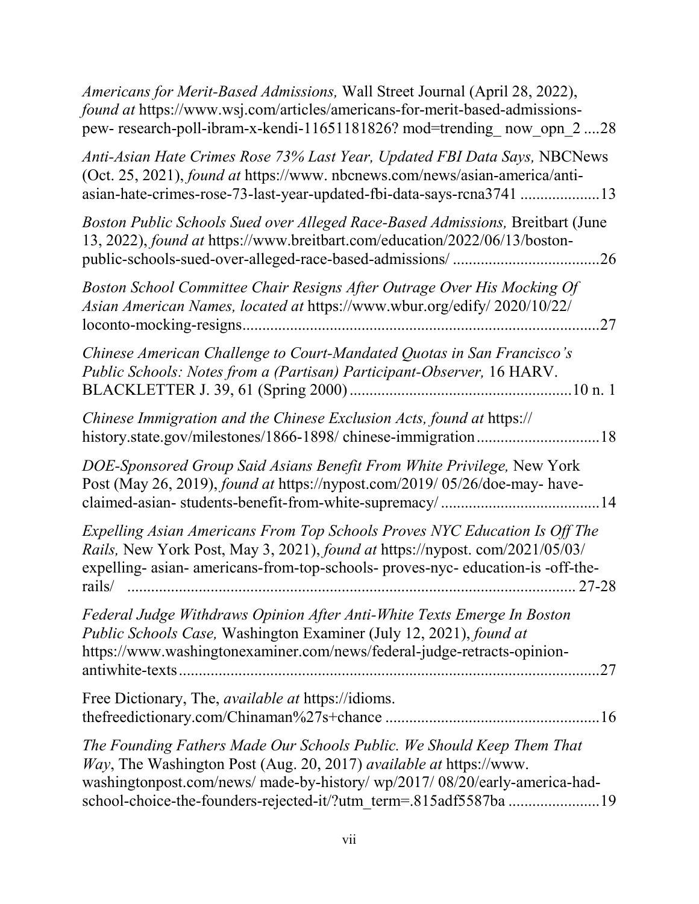*Americans for Merit-Based Admissions,* Wall Street Journal (April 28, 2022), *found at* https://www.wsj.com/articles/americans-for-merit-based-admissions-pew- research-poll-ibram-x-kendi-11651181826? mod=trending_ now_opn_2 ....28

*Anti-Asian Hate Crimes Rose 73% Last Year, Updated FBI Data Says,* NBCNews (Oct. 25, 2021), *found at* https://www. nbcnews.com/news/asian-america/anti-asian-hate-crimes-rose-73-last-year-updated-fbi-data-says-rcna3741 ....................13

*Boston Public Schools Sued over Alleged Race-Based Admissions,* Breitbart (June 13, 2022), *found at* https://www.breitbart.com/education/2022/06/13/boston-public-schools-sued-over-alleged-race-based-admissions/ .....................................26

*Boston School Committee Chair Resigns After Outrage Over His Mocking Of Asian American Names, located at* https://www.wbur.org/edify/ 2020/10/22/ loconto-mocking-resigns..........................................................................................27

*Chinese American Challenge to Court-Mandated Quotas in San Francisco's Public Schools: Notes from a (Partisan) Participant-Observer,* 16 HARV. BLACKLETTER J. 39, 61 (Spring 2000) ........................................................10 n. 1

*Chinese Immigration and the Chinese Exclusion Acts, found at* https:// history.state.gov/milestones/1866-1898/ chinese-immigration...............................18

*DOE-Sponsored Group Said Asians Benefit From White Privilege,* New York Post (May 26, 2019), *found at* https://nypost.com/2019/ 05/26/doe-may- have-claimed-asian- students-benefit-from-white-supremacy/ ........................................14

*Expelling Asian Americans From Top Schools Proves NYC Education Is Off The Rails,* New York Post, May 3, 2021), *found at* https://nypost. com/2021/05/03/ expelling- asian- americans-from-top-schools- proves-nyc- education-is -off-the-rails/ ................................................................................................... 27-28

*Federal Judge Withdraws Opinion After Anti-White Texts Emerge In Boston Public Schools Case,* Washington Examiner (July 12, 2021), *found at* https://www.washingtonexaminer.com/news/federal-judge-retracts-opinion-antiwhite-texts..........................................................................................................27

Free Dictionary, The, *available at* https://idioms. thefreedictionary.com/Chinaman%27s+chance ......................................................16

*The Founding Fathers Made Our Schools Public. We Should Keep Them That Way*, The Washington Post (Aug. 20, 2017) *available at* https://www. washingtonpost.com/news/ made-by-history/ wp/2017/ 08/20/early-america-had-school-choice-the-founders-rejected-it/?utm_term=.815adf5587ba .......................19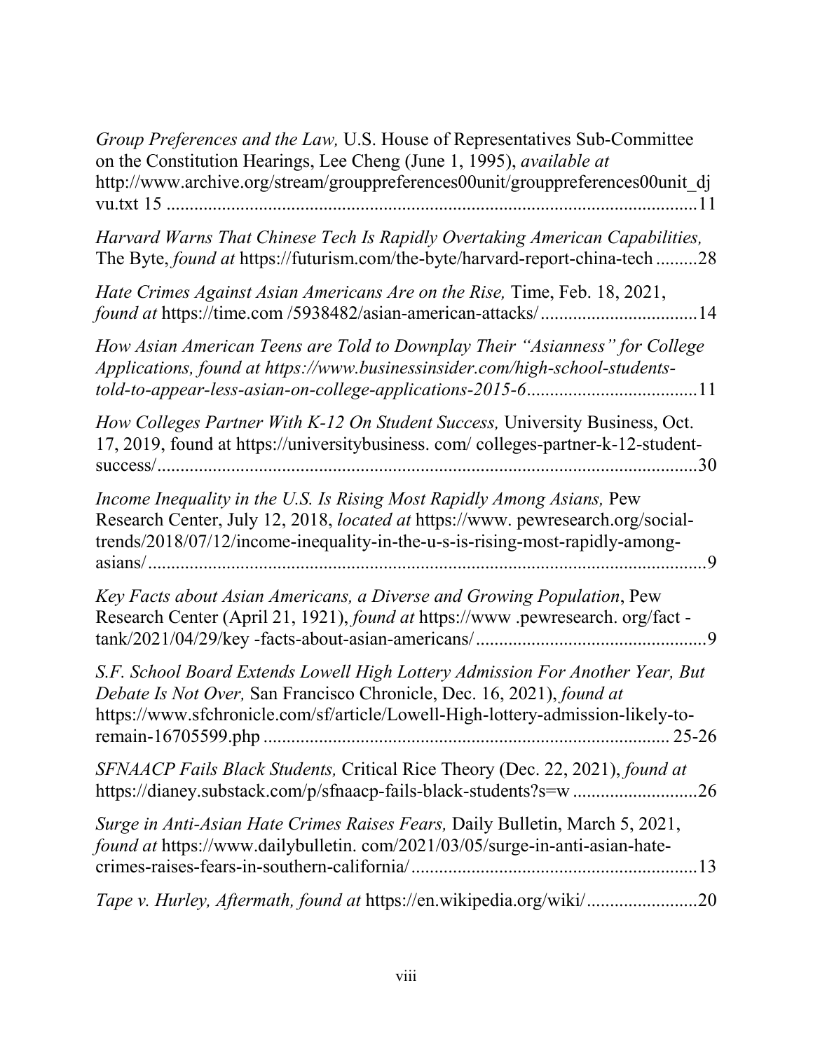*Group Preferences and the Law,* U.S. House of Representatives Sub-Committee on the Constitution Hearings, Lee Cheng (June 1, 1995), *available at* http://www.archive.org/stream/grouppreferences00unit/grouppreferences00unit_djvu.txt 15 ....................................................................................................................11

*Harvard Warns That Chinese Tech Is Rapidly Overtaking American Capabilities,* The Byte, *found at* https://futurism.com/the-byte/harvard-report-china-tech .........28

*Hate Crimes Against Asian Americans Are on the Rise,* Time, Feb. 18, 2021, *found at* https://time.com /5938482/asian-american-attacks/..................................14

*How Asian American Teens are Told to Downplay Their "Asianness" for College Applications, found at https://www.businessinsider.com/high-school-students-told-to-appear-less-asian-on-college-applications-2015-6*.....................................11

*How Colleges Partner With K-12 On Student Success,* University Business, Oct. 17, 2019, found at https://universitybusiness. com/ colleges-partner-k-12-student-success/.......................................................................................................................30

*Income Inequality in the U.S. Is Rising Most Rapidly Among Asians,* Pew Research Center, July 12, 2018, *located at* https://www. pewresearch.org/social-trends/2018/07/12/income-inequality-in-the-u-s-is-rising-most-rapidly-among-asians/..........................................................................................................................9

*Key Facts about Asian Americans, a Diverse and Growing Population*, Pew Research Center (April 21, 1921), *found at* https://www .pewresearch. org/fact -tank/2021/04/29/key -facts-about-asian-americans/..................................................9

*S.F. School Board Extends Lowell High Lottery Admission For Another Year, But Debate Is Not Over,* San Francisco Chronicle, Dec. 16, 2021), *found at* https://www.sfchronicle.com/sf/article/Lowell-High-lottery-admission-likely-to-remain-16705599.php ...................................................................................... 25-26

*SFNAACP Fails Black Students,* Critical Rice Theory (Dec. 22, 2021), *found at* https://dianey.substack.com/p/sfnaacp-fails-black-students?s=w ...........................26

*Surge in Anti-Asian Hate Crimes Raises Fears,* Daily Bulletin, March 5, 2021, *found at* https://www.dailybulletin. com/2021/03/05/surge-in-anti-asian-hate-crimes-raises-fears-in-southern-california/..............................................................13

*Tape v. Hurley, Aftermath, found at* https://en.wikipedia.org/wiki/........................20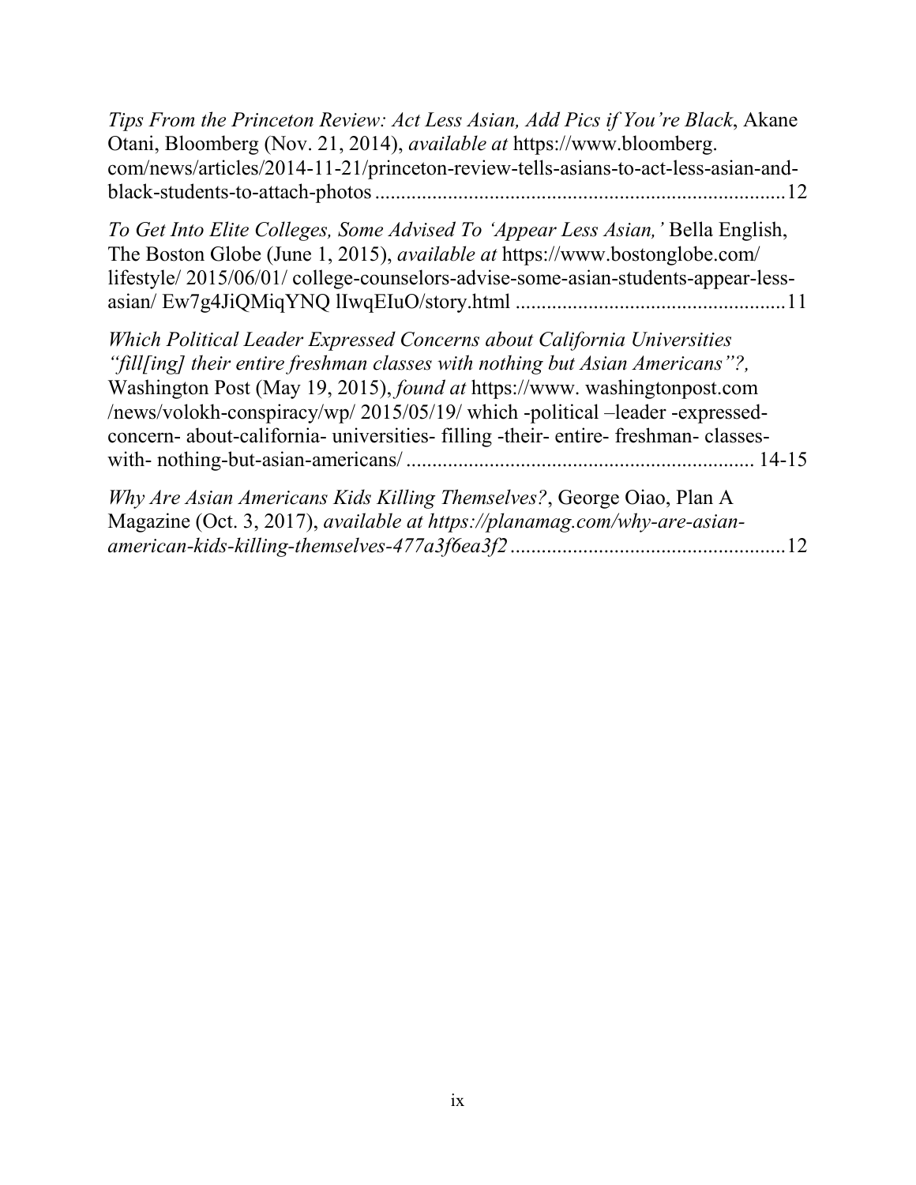*Tips From the Princeton Review: Act Less Asian, Add Pics if You're Black*, Akane Otani, Bloomberg (Nov. 21, 2014), *available at* https://www.bloomberg.com/news/articles/2014-11-21/princeton-review-tells-asians-to-act-less-asian-and-black-students-to-attach-photos ............................................................................12

*To Get Into Elite Colleges, Some Advised To 'Appear Less Asian,'* Bella English, The Boston Globe (June 1, 2015), *available at* https://www.bostonglobe.com/ lifestyle/ 2015/06/01/ college-counselors-advise-some-asian-students-appear-less-asian/ Ew7g4JiQMiqYNQ lIwqEIuO/story.html ...................................................11

*Which Political Leader Expressed Concerns about California Universities "fill[ing] their entire freshman classes with nothing but Asian Americans"?,* Washington Post (May 19, 2015), *found at* https://www. washingtonpost.com /news/volokh-conspiracy/wp/ 2015/05/19/ which -political –leader -expressed-concern- about-california- universities- filling -their- entire- freshman- classes-with- nothing-but-asian-americans/ .................................................................. 14-15

*Why Are Asian Americans Kids Killing Themselves?*, George Oiao, Plan A Magazine (Oct. 3, 2017), *available at https://planamag.com/why-are-asian-american-kids-killing-themselves-477a3f6ea3f2* ....................................................12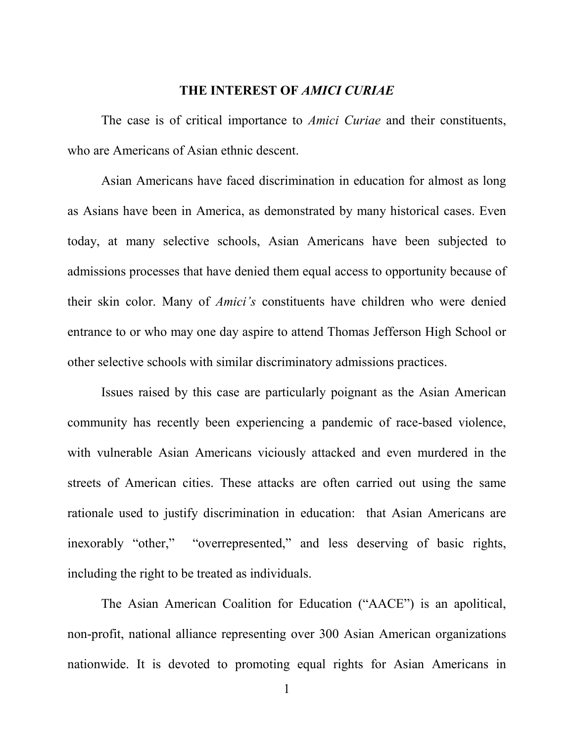## THE INTEREST OF *AMICI CURIAE*

The case is of critical importance to *Amici Curiae* and their constituents, who are Americans of Asian ethnic descent.

Asian Americans have faced discrimination in education for almost as long as Asians have been in America, as demonstrated by many historical cases. Even today, at many selective schools, Asian Americans have been subjected to admissions processes that have denied them equal access to opportunity because of their skin color. Many of *Amici's* constituents have children who were denied entrance to or who may one day aspire to attend Thomas Jefferson High School or other selective schools with similar discriminatory admissions practices.

Issues raised by this case are particularly poignant as the Asian American community has recently been experiencing a pandemic of race-based violence, with vulnerable Asian Americans viciously attacked and even murdered in the streets of American cities. These attacks are often carried out using the same rationale used to justify discrimination in education: that Asian Americans are inexorably "other," "overrepresented," and less deserving of basic rights, including the right to be treated as individuals.

The Asian American Coalition for Education ("AACE") is an apolitical, non-profit, national alliance representing over 300 Asian American organizations nationwide. It is devoted to promoting equal rights for Asian Americans in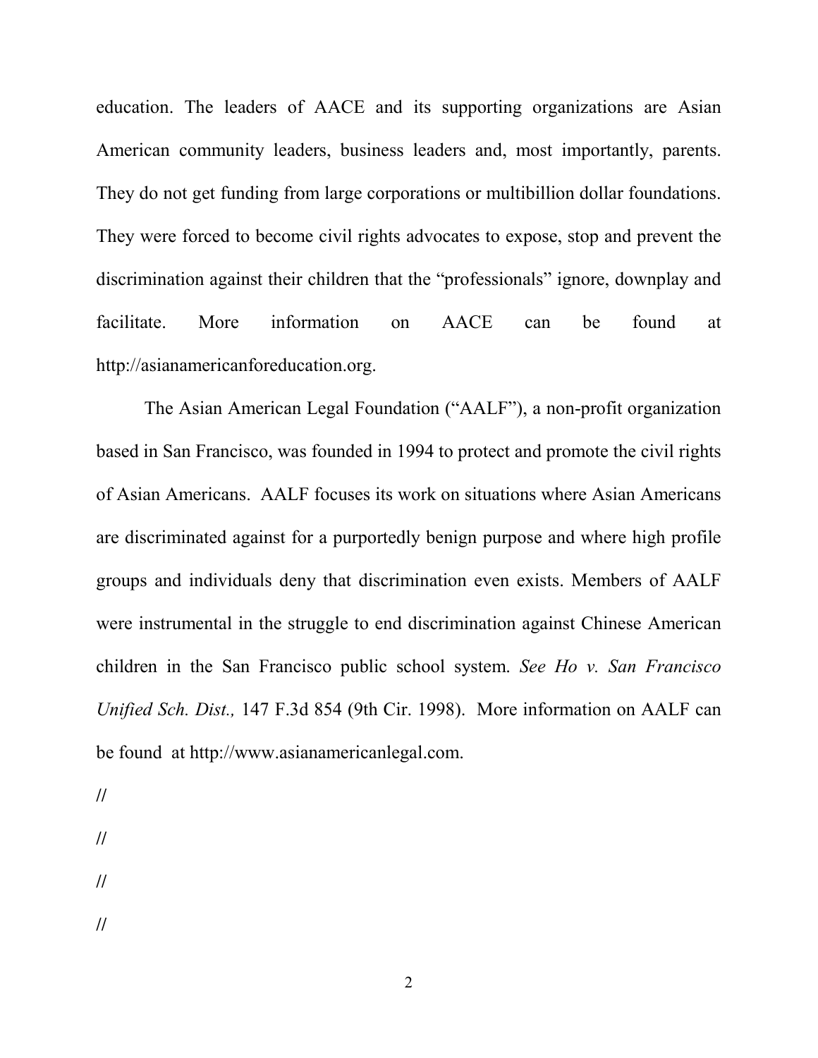education. The leaders of AACE and its supporting organizations are Asian American community leaders, business leaders and, most importantly, parents. They do not get funding from large corporations or multibillion dollar foundations. They were forced to become civil rights advocates to expose, stop and prevent the discrimination against their children that the "professionals" ignore, downplay and facilitate. More information on AACE can be found at http://asianamericanforeducation.org.

The Asian American Legal Foundation ("AALF"), a non-profit organization based in San Francisco, was founded in 1994 to protect and promote the civil rights of Asian Americans. AALF focuses its work on situations where Asian Americans are discriminated against for a purportedly benign purpose and where high profile groups and individuals deny that discrimination even exists. Members of AALF were instrumental in the struggle to end discrimination against Chinese American children in the San Francisco public school system. *See Ho v. San Francisco Unified Sch. Dist.,* 147 F.3d 854 (9th Cir. 1998). More information on AALF can be found at http://www.asianamericanlegal.com.

//

//

//

//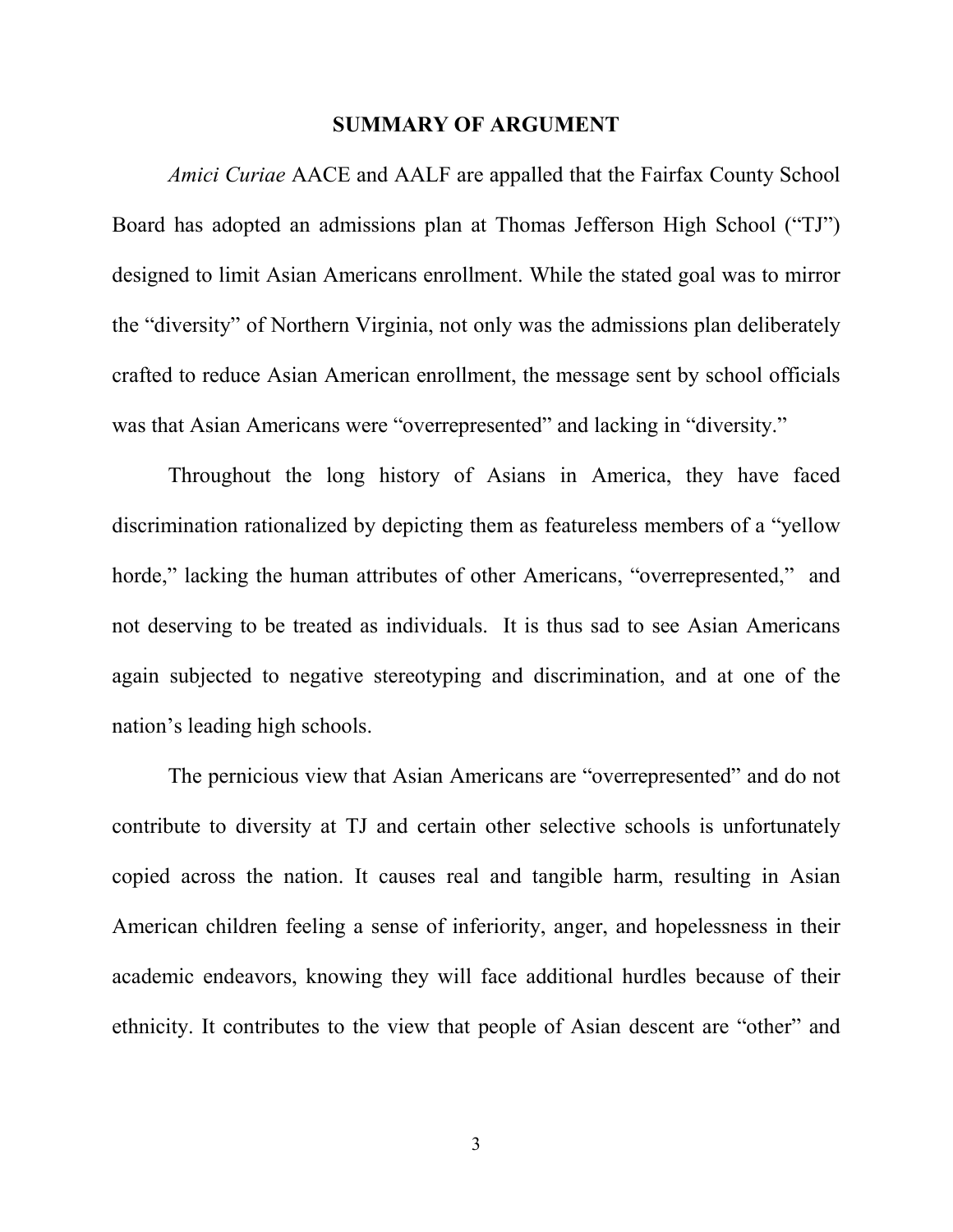## SUMMARY OF ARGUMENT

*Amici Curiae* AACE and AALF are appalled that the Fairfax County School Board has adopted an admissions plan at Thomas Jefferson High School ("TJ") designed to limit Asian Americans enrollment. While the stated goal was to mirror the "diversity" of Northern Virginia, not only was the admissions plan deliberately crafted to reduce Asian American enrollment, the message sent by school officials was that Asian Americans were "overrepresented" and lacking in "diversity."

Throughout the long history of Asians in America, they have faced discrimination rationalized by depicting them as featureless members of a "yellow horde," lacking the human attributes of other Americans, "overrepresented," and not deserving to be treated as individuals. It is thus sad to see Asian Americans again subjected to negative stereotyping and discrimination, and at one of the nation's leading high schools.

The pernicious view that Asian Americans are "overrepresented" and do not contribute to diversity at TJ and certain other selective schools is unfortunately copied across the nation. It causes real and tangible harm, resulting in Asian American children feeling a sense of inferiority, anger, and hopelessness in their academic endeavors, knowing they will face additional hurdles because of their ethnicity. It contributes to the view that people of Asian descent are "other" and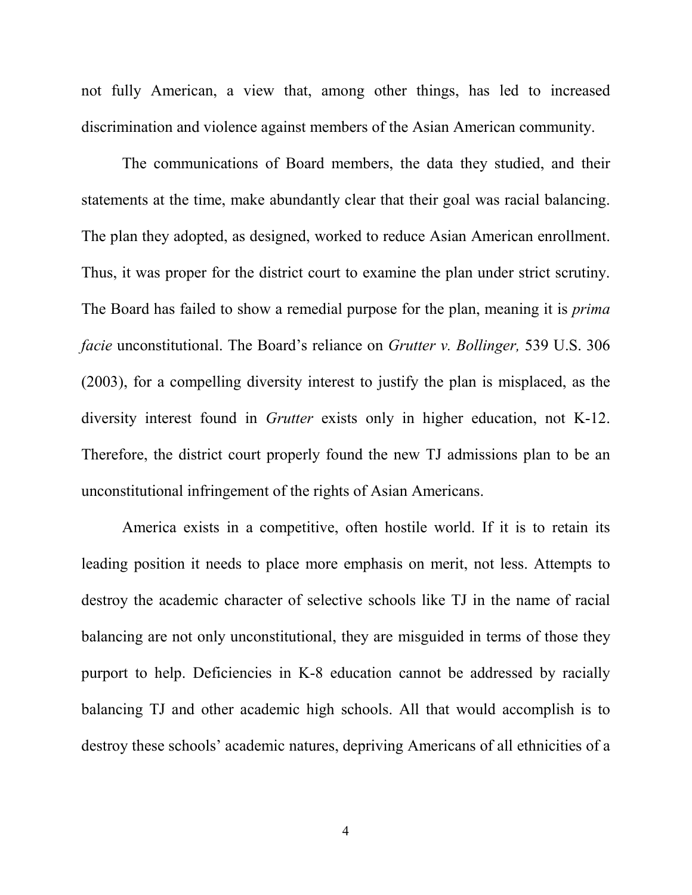not fully American, a view that, among other things, has led to increased discrimination and violence against members of the Asian American community.

The communications of Board members, the data they studied, and their statements at the time, make abundantly clear that their goal was racial balancing. The plan they adopted, as designed, worked to reduce Asian American enrollment. Thus, it was proper for the district court to examine the plan under strict scrutiny. The Board has failed to show a remedial purpose for the plan, meaning it is *prima facie* unconstitutional. The Board's reliance on *Grutter v. Bollinger,* 539 U.S. 306 (2003), for a compelling diversity interest to justify the plan is misplaced, as the diversity interest found in *Grutter* exists only in higher education, not K-12. Therefore, the district court properly found the new TJ admissions plan to be an unconstitutional infringement of the rights of Asian Americans.

America exists in a competitive, often hostile world. If it is to retain its leading position it needs to place more emphasis on merit, not less. Attempts to destroy the academic character of selective schools like TJ in the name of racial balancing are not only unconstitutional, they are misguided in terms of those they purport to help. Deficiencies in K-8 education cannot be addressed by racially balancing TJ and other academic high schools. All that would accomplish is to destroy these schools' academic natures, depriving Americans of all ethnicities of a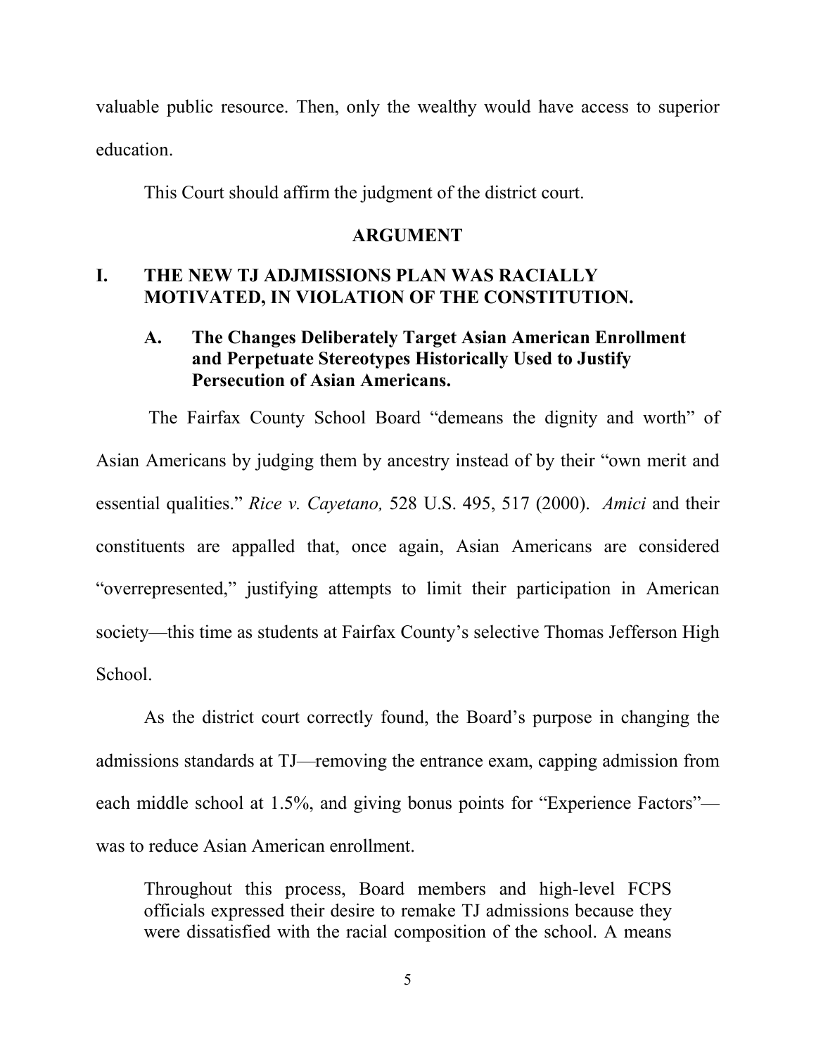valuable public resource. Then, only the wealthy would have access to superior education.

This Court should affirm the judgment of the district court.

## ARGUMENT

### I. THE NEW TJ ADJMISSIONS PLAN WAS RACIALLY MOTIVATED, IN VIOLATION OF THE CONSTITUTION.

#### A. The Changes Deliberately Target Asian American Enrollment and Perpetuate Stereotypes Historically Used to Justify Persecution of Asian Americans.

The Fairfax County School Board "demeans the dignity and worth" of Asian Americans by judging them by ancestry instead of by their "own merit and essential qualities." *Rice v. Cayetano,* 528 U.S. 495, 517 (2000). *Amici* and their constituents are appalled that, once again, Asian Americans are considered "overrepresented," justifying attempts to limit their participation in American society—this time as students at Fairfax County's selective Thomas Jefferson High School.

As the district court correctly found, the Board's purpose in changing the admissions standards at TJ—removing the entrance exam, capping admission from each middle school at 1.5%, and giving bonus points for "Experience Factors"—was to reduce Asian American enrollment.

> Throughout this process, Board members and high-level FCPS officials expressed their desire to remake TJ admissions because they were dissatisfied with the racial composition of the school. A means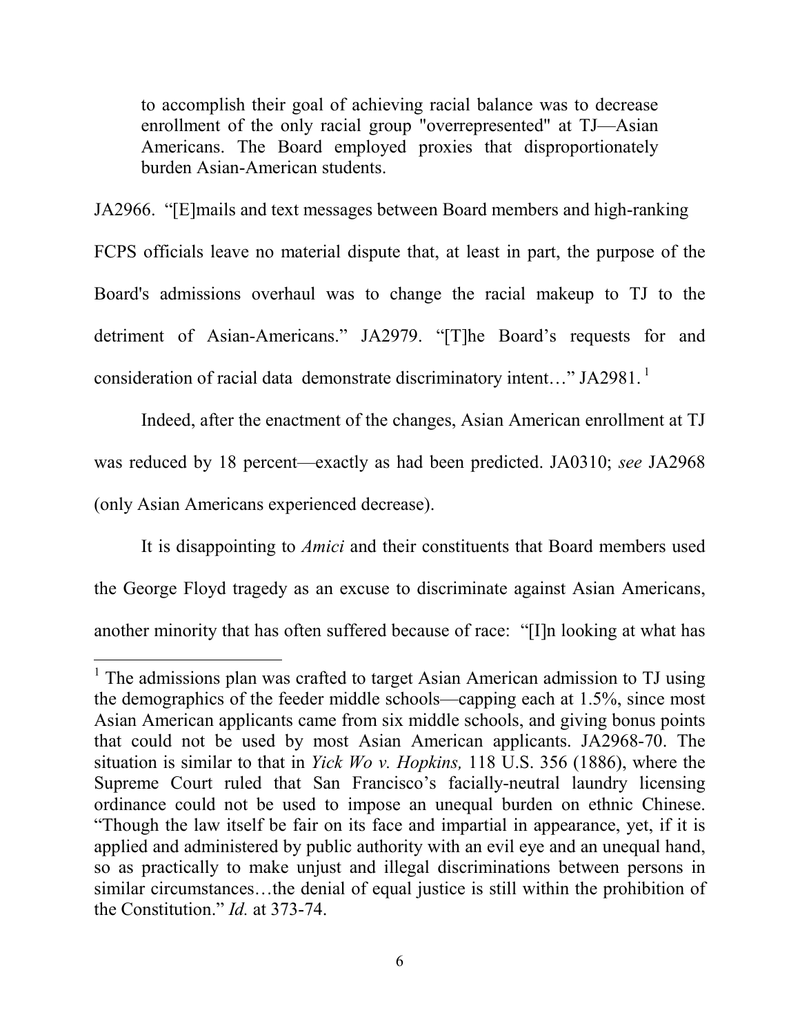> to accomplish their goal of achieving racial balance was to decrease enrollment of the only racial group "overrepresented" at TJ—Asian Americans. The Board employed proxies that disproportionately burden Asian-American students.

JA2966. "[E]mails and text messages between Board members and high-ranking FCPS officials leave no material dispute that, at least in part, the purpose of the Board's admissions overhaul was to change the racial makeup to TJ to the detriment of Asian-Americans." JA2979. "[T]he Board's requests for and consideration of racial data demonstrate discriminatory intent…" JA2981.[1]

Indeed, after the enactment of the changes, Asian American enrollment at TJ was reduced by 18 percent—exactly as had been predicted. JA0310; *see* JA2968 (only Asian Americans experienced decrease).

It is disappointing to *Amici* and their constituents that Board members used the George Floyd tragedy as an excuse to discriminate against Asian Americans, another minority that has often suffered because of race: "[I]n looking at what has

---

[1] The admissions plan was crafted to target Asian American admission to TJ using the demographics of the feeder middle schools—capping each at 1.5%, since most Asian American applicants came from six middle schools, and giving bonus points that could not be used by most Asian American applicants. JA2968-70. The situation is similar to that in *Yick Wo v. Hopkins,* 118 U.S. 356 (1886), where the Supreme Court ruled that San Francisco's facially-neutral laundry licensing ordinance could not be used to impose an unequal burden on ethnic Chinese. "Though the law itself be fair on its face and impartial in appearance, yet, if it is applied and administered by public authority with an evil eye and an unequal hand, so as practically to make unjust and illegal discriminations between persons in similar circumstances…the denial of equal justice is still within the prohibition of the Constitution." *Id.* at 373-74.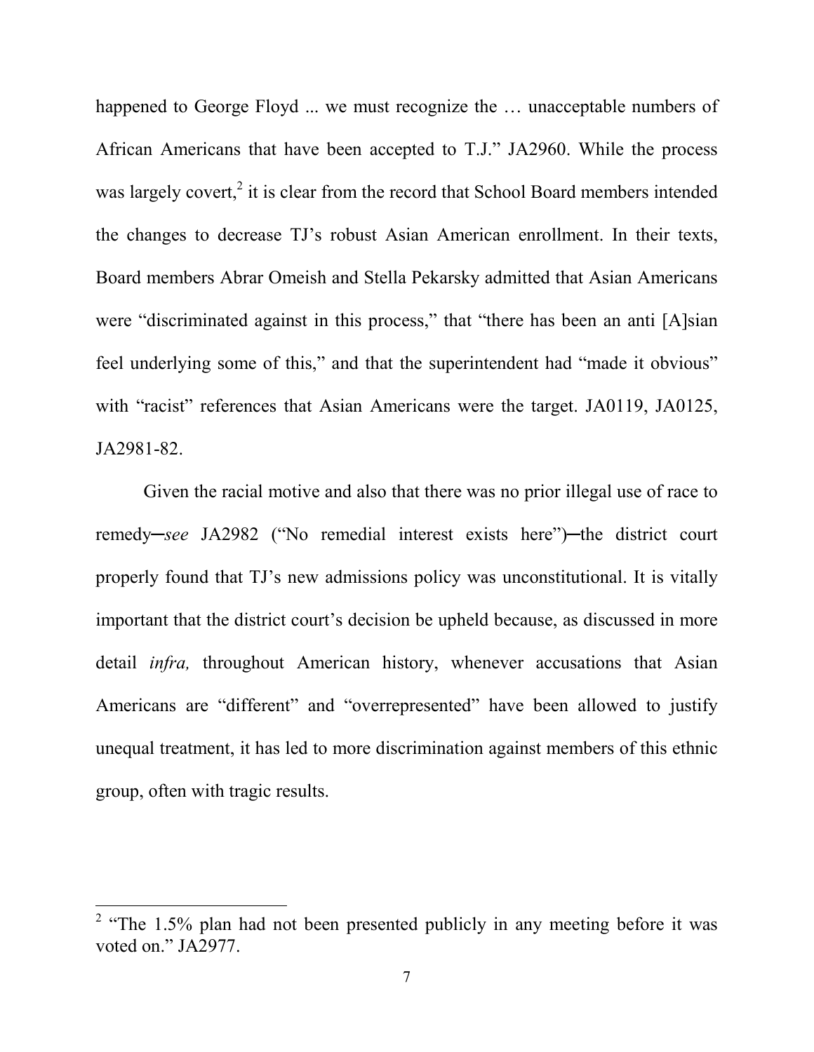happened to George Floyd ... we must recognize the … unacceptable numbers of African Americans that have been accepted to T.J." JA2960. While the process was largely covert,[2] it is clear from the record that School Board members intended the changes to decrease TJ's robust Asian American enrollment. In their texts, Board members Abrar Omeish and Stella Pekarsky admitted that Asian Americans were "discriminated against in this process," that "there has been an anti [A]sian feel underlying some of this," and that the superintendent had "made it obvious" with "racist" references that Asian Americans were the target. JA0119, JA0125, JA2981-82.

Given the racial motive and also that there was no prior illegal use of race to remedy─*see* JA2982 ("No remedial interest exists here")─the district court properly found that TJ's new admissions policy was unconstitutional. It is vitally important that the district court's decision be upheld because, as discussed in more detail *infra,* throughout American history, whenever accusations that Asian Americans are "different" and "overrepresented" have been allowed to justify unequal treatment, it has led to more discrimination against members of this ethnic group, often with tragic results.

[2] "The 1.5% plan had not been presented publicly in any meeting before it was voted on." JA2977.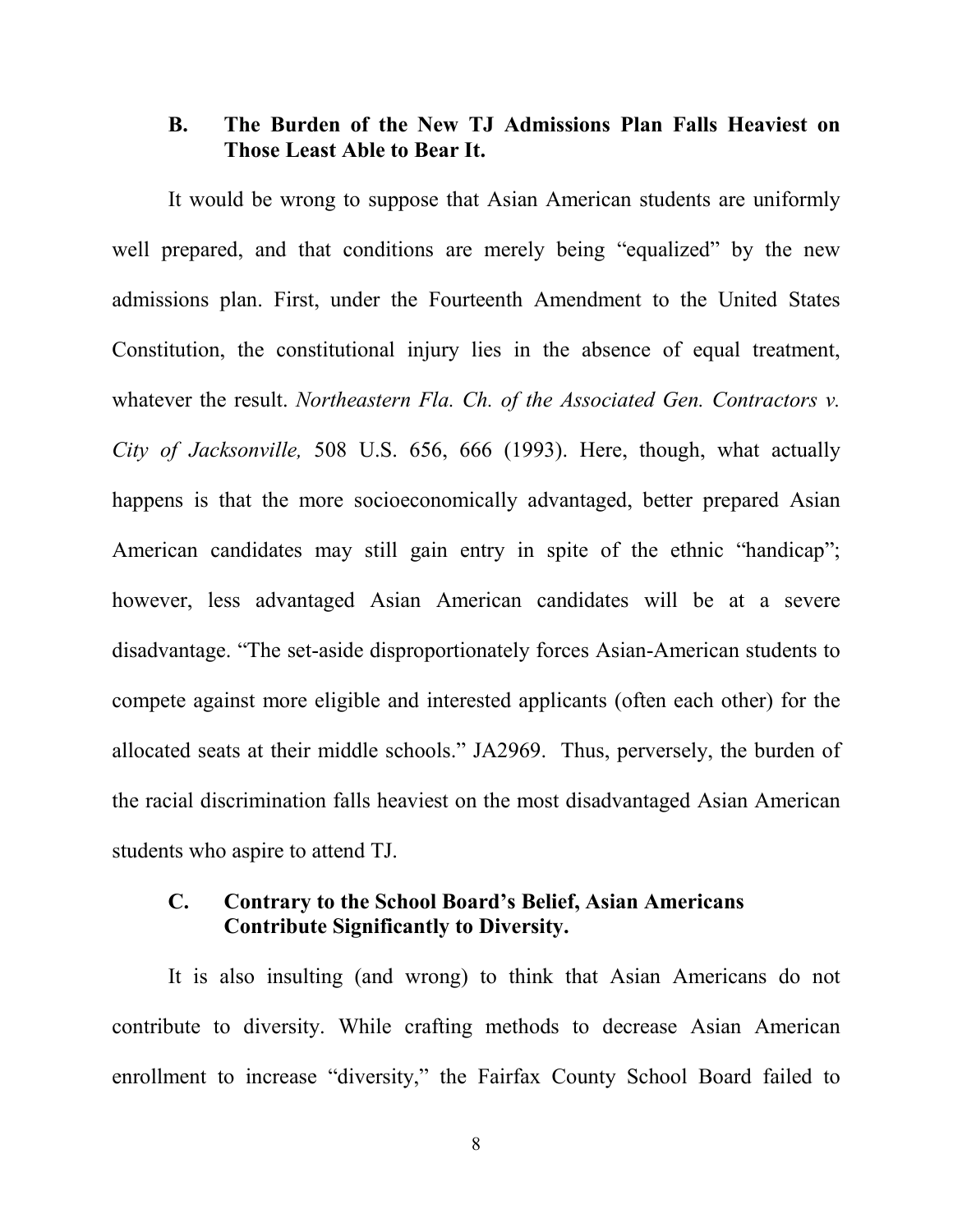### B. The Burden of the New TJ Admissions Plan Falls Heaviest on Those Least Able to Bear It.

It would be wrong to suppose that Asian American students are uniformly well prepared, and that conditions are merely being "equalized" by the new admissions plan. First, under the Fourteenth Amendment to the United States Constitution, the constitutional injury lies in the absence of equal treatment, whatever the result. *Northeastern Fla. Ch. of the Associated Gen. Contractors v. City of Jacksonville,* 508 U.S. 656, 666 (1993). Here, though, what actually happens is that the more socioeconomically advantaged, better prepared Asian American candidates may still gain entry in spite of the ethnic "handicap"; however, less advantaged Asian American candidates will be at a severe disadvantage. "The set-aside disproportionately forces Asian-American students to compete against more eligible and interested applicants (often each other) for the allocated seats at their middle schools." JA2969. Thus, perversely, the burden of the racial discrimination falls heaviest on the most disadvantaged Asian American students who aspire to attend TJ.

### C. Contrary to the School Board's Belief, Asian Americans Contribute Significantly to Diversity.

It is also insulting (and wrong) to think that Asian Americans do not contribute to diversity. While crafting methods to decrease Asian American enrollment to increase "diversity," the Fairfax County School Board failed to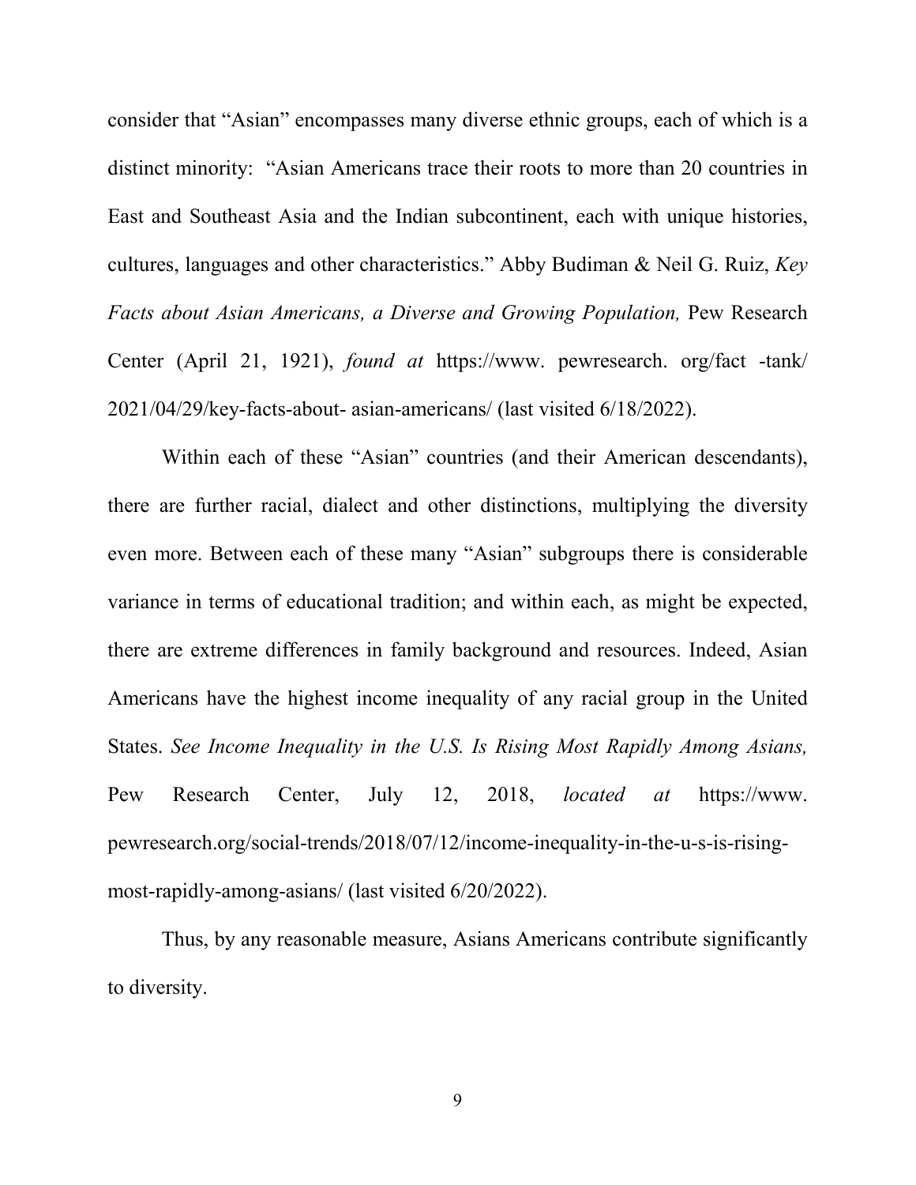consider that "Asian" encompasses many diverse ethnic groups, each of which is a distinct minority: "Asian Americans trace their roots to more than 20 countries in East and Southeast Asia and the Indian subcontinent, each with unique histories, cultures, languages and other characteristics." Abby Budiman & Neil G. Ruiz, *Key Facts about Asian Americans, a Diverse and Growing Population,* Pew Research Center (April 21, 1921), *found at* https://www. pewresearch. org/fact -tank/ 2021/04/29/key-facts-about- asian-americans/ (last visited 6/18/2022).

Within each of these "Asian" countries (and their American descendants), there are further racial, dialect and other distinctions, multiplying the diversity even more. Between each of these many "Asian" subgroups there is considerable variance in terms of educational tradition; and within each, as might be expected, there are extreme differences in family background and resources. Indeed, Asian Americans have the highest income inequality of any racial group in the United States. *See Income Inequality in the U.S. Is Rising Most Rapidly Among Asians,* Pew Research Center, July 12, 2018, *located at* https://www. pewresearch.org/social-trends/2018/07/12/income-inequality-in-the-u-s-is-rising-most-rapidly-among-asians/ (last visited 6/20/2022).

Thus, by any reasonable measure, Asians Americans contribute significantly to diversity.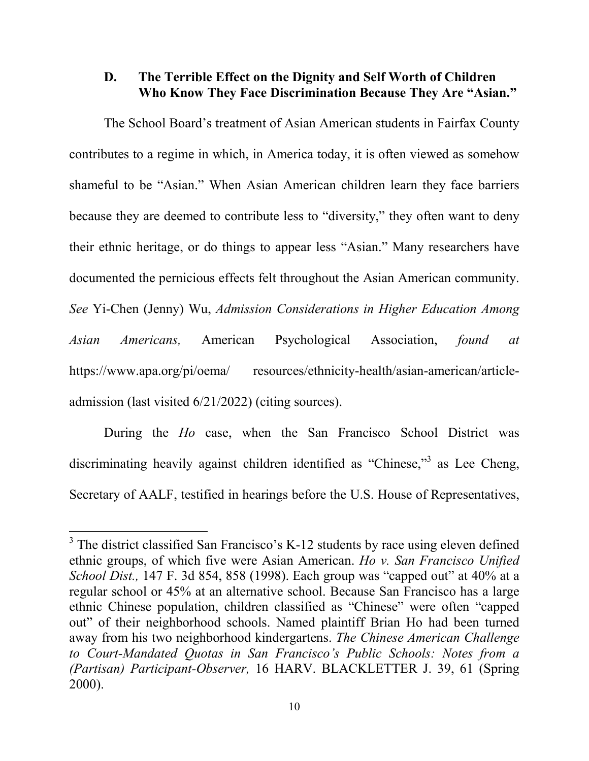### D. The Terrible Effect on the Dignity and Self Worth of Children Who Know They Face Discrimination Because They Are "Asian."

The School Board's treatment of Asian American students in Fairfax County contributes to a regime in which, in America today, it is often viewed as somehow shameful to be "Asian." When Asian American children learn they face barriers because they are deemed to contribute less to "diversity," they often want to deny their ethnic heritage, or do things to appear less "Asian." Many researchers have documented the pernicious effects felt throughout the Asian American community. *See* Yi-Chen (Jenny) Wu, *Admission Considerations in Higher Education Among Asian Americans,* American Psychological Association, *found at* https://www.apa.org/pi/oema/ resources/ethnicity-health/asian-american/article-admission (last visited 6/21/2022) (citing sources).

During the *Ho* case, when the San Francisco School District was discriminating heavily against children identified as "Chinese,"[3] as Lee Cheng, Secretary of AALF, testified in hearings before the U.S. House of Representatives,

---

[3] The district classified San Francisco's K-12 students by race using eleven defined ethnic groups, of which five were Asian American. *Ho v. San Francisco Unified School Dist.,* 147 F. 3d 854, 858 (1998). Each group was "capped out" at 40% at a regular school or 45% at an alternative school. Because San Francisco has a large ethnic Chinese population, children classified as "Chinese" were often "capped out" of their neighborhood schools. Named plaintiff Brian Ho had been turned away from his two neighborhood kindergartens. *The Chinese American Challenge to Court-Mandated Quotas in San Francisco's Public Schools: Notes from a (Partisan) Participant-Observer,* 16 HARV. BLACKLETTER J. 39, 61 (Spring 2000).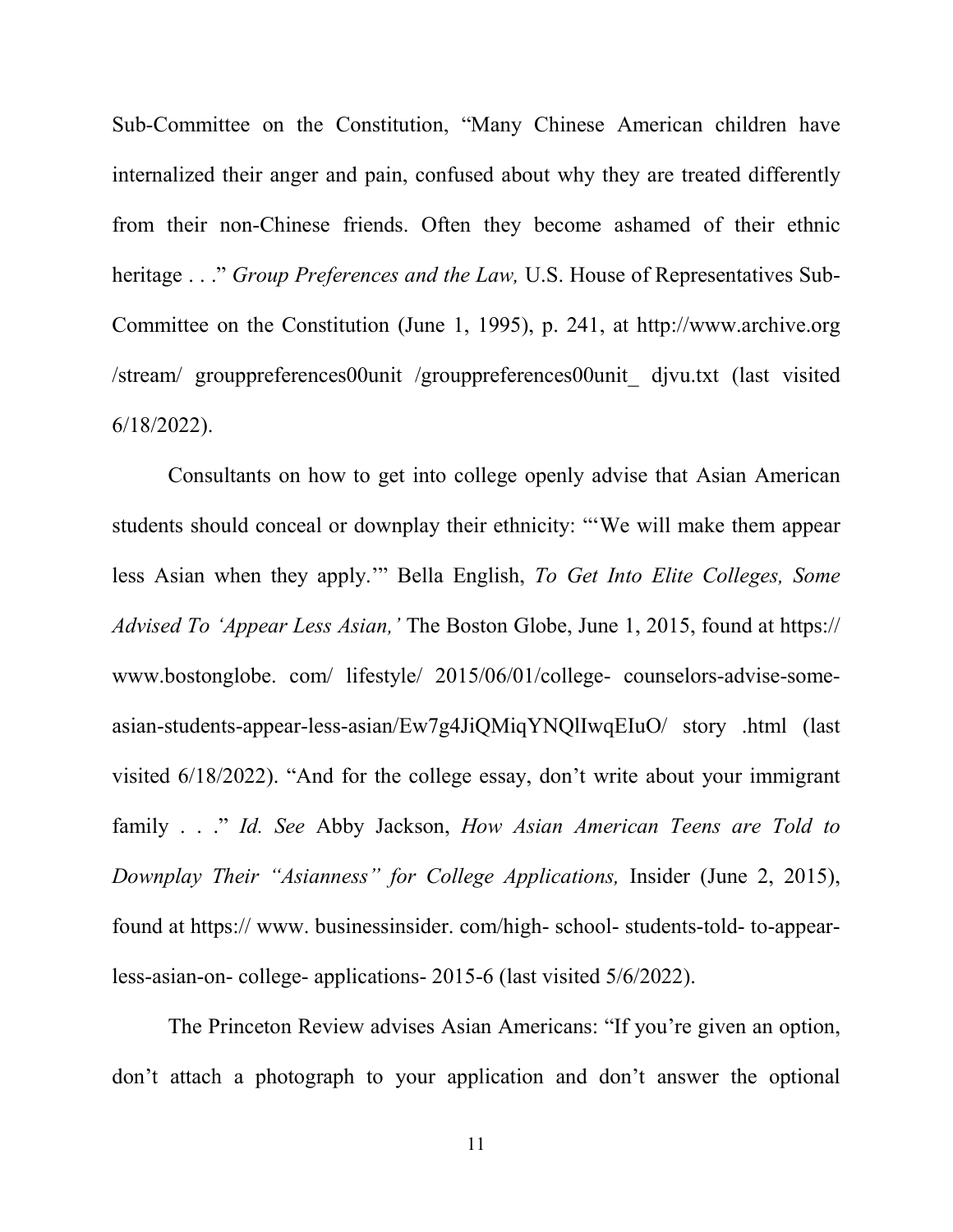Sub-Committee on the Constitution, "Many Chinese American children have internalized their anger and pain, confused about why they are treated differently from their non-Chinese friends. Often they become ashamed of their ethnic heritage . . ." *Group Preferences and the Law,* U.S. House of Representatives Sub-Committee on the Constitution (June 1, 1995), p. 241, at http://www.archive.org /stream/ grouppreferences00unit /grouppreferences00unit_ djvu.txt (last visited 6/18/2022).

Consultants on how to get into college openly advise that Asian American students should conceal or downplay their ethnicity: "'We will make them appear less Asian when they apply.'" Bella English, *To Get Into Elite Colleges, Some Advised To 'Appear Less Asian,'* The Boston Globe, June 1, 2015, found at https:// www.bostonglobe. com/ lifestyle/ 2015/06/01/college- counselors-advise-some-asian-students-appear-less-asian/Ew7g4JiQMiqYNQlIwqEIuO/ story .html (last visited 6/18/2022). "And for the college essay, don't write about your immigrant family . . ." *Id. See* Abby Jackson, *How Asian American Teens are Told to Downplay Their "Asianness" for College Applications,* Insider (June 2, 2015), found at https:// www. businessinsider. com/high- school- students-told- to-appear-less-asian-on- college- applications- 2015-6 (last visited 5/6/2022).

The Princeton Review advises Asian Americans: "If you're given an option, don't attach a photograph to your application and don't answer the optional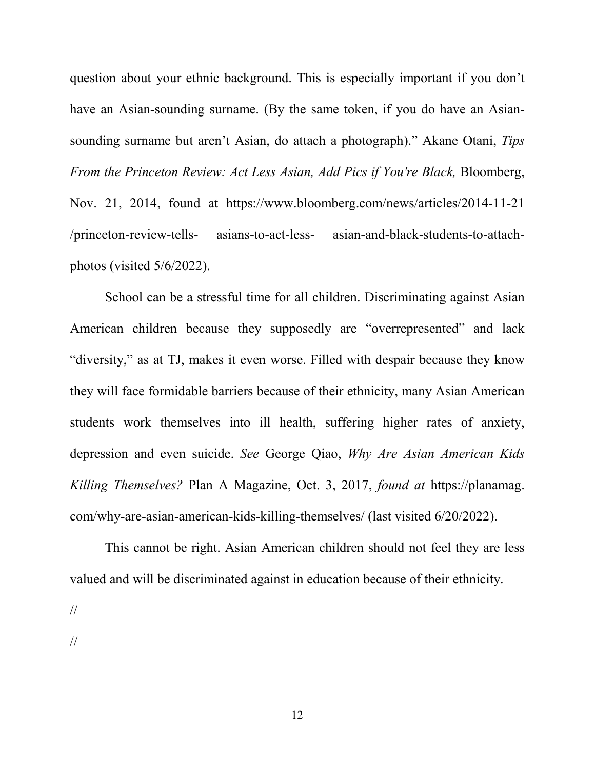question about your ethnic background. This is especially important if you don't have an Asian-sounding surname. (By the same token, if you do have an Asian-sounding surname but aren't Asian, do attach a photograph)." Akane Otani, *Tips From the Princeton Review: Act Less Asian, Add Pics if You're Black,* Bloomberg, Nov. 21, 2014, found at https://www.bloomberg.com/news/articles/2014-11-21 /princeton-review-tells- asians-to-act-less- asian-and-black-students-to-attach-photos (visited 5/6/2022).

School can be a stressful time for all children. Discriminating against Asian American children because they supposedly are "overrepresented" and lack "diversity," as at TJ, makes it even worse. Filled with despair because they know they will face formidable barriers because of their ethnicity, many Asian American students work themselves into ill health, suffering higher rates of anxiety, depression and even suicide. *See* George Qiao, *Why Are Asian American Kids Killing Themselves?* Plan A Magazine, Oct. 3, 2017, *found at* https://planamag.com/why-are-asian-american-kids-killing-themselves/ (last visited 6/20/2022).

This cannot be right. Asian American children should not feel they are less valued and will be discriminated against in education because of their ethnicity.

//

//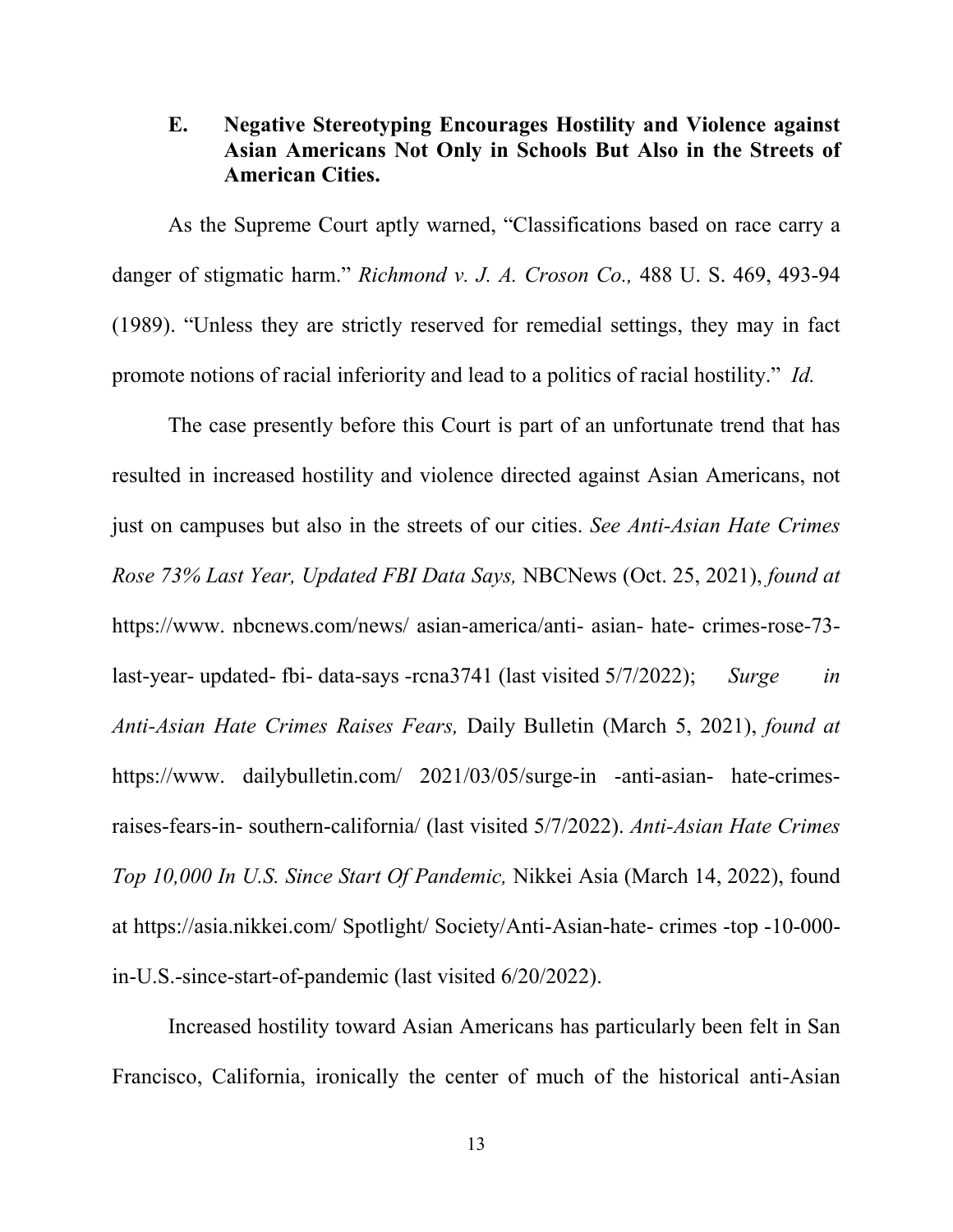### E. Negative Stereotyping Encourages Hostility and Violence against Asian Americans Not Only in Schools But Also in the Streets of American Cities.

As the Supreme Court aptly warned, "Classifications based on race carry a danger of stigmatic harm." *Richmond v. J. A. Croson Co.,* 488 U. S. 469, 493-94 (1989). "Unless they are strictly reserved for remedial settings, they may in fact promote notions of racial inferiority and lead to a politics of racial hostility." *Id.*

The case presently before this Court is part of an unfortunate trend that has resulted in increased hostility and violence directed against Asian Americans, not just on campuses but also in the streets of our cities. *See Anti-Asian Hate Crimes Rose 73% Last Year, Updated FBI Data Says,* NBCNews (Oct. 25, 2021), *found at* https://www. nbcnews.com/news/ asian-america/anti- asian- hate- crimes-rose-73-last-year- updated- fbi- data-says -rcna3741 (last visited 5/7/2022); *Surge in Anti-Asian Hate Crimes Raises Fears,* Daily Bulletin (March 5, 2021), *found at* https://www. dailybulletin.com/ 2021/03/05/surge-in -anti-asian- hate-crimes-raises-fears-in- southern-california/ (last visited 5/7/2022). *Anti-Asian Hate Crimes Top 10,000 In U.S. Since Start Of Pandemic,* Nikkei Asia (March 14, 2022), found at https://asia.nikkei.com/ Spotlight/ Society/Anti-Asian-hate- crimes -top -10-000-in-U.S.-since-start-of-pandemic (last visited 6/20/2022).

Increased hostility toward Asian Americans has particularly been felt in San Francisco, California, ironically the center of much of the historical anti-Asian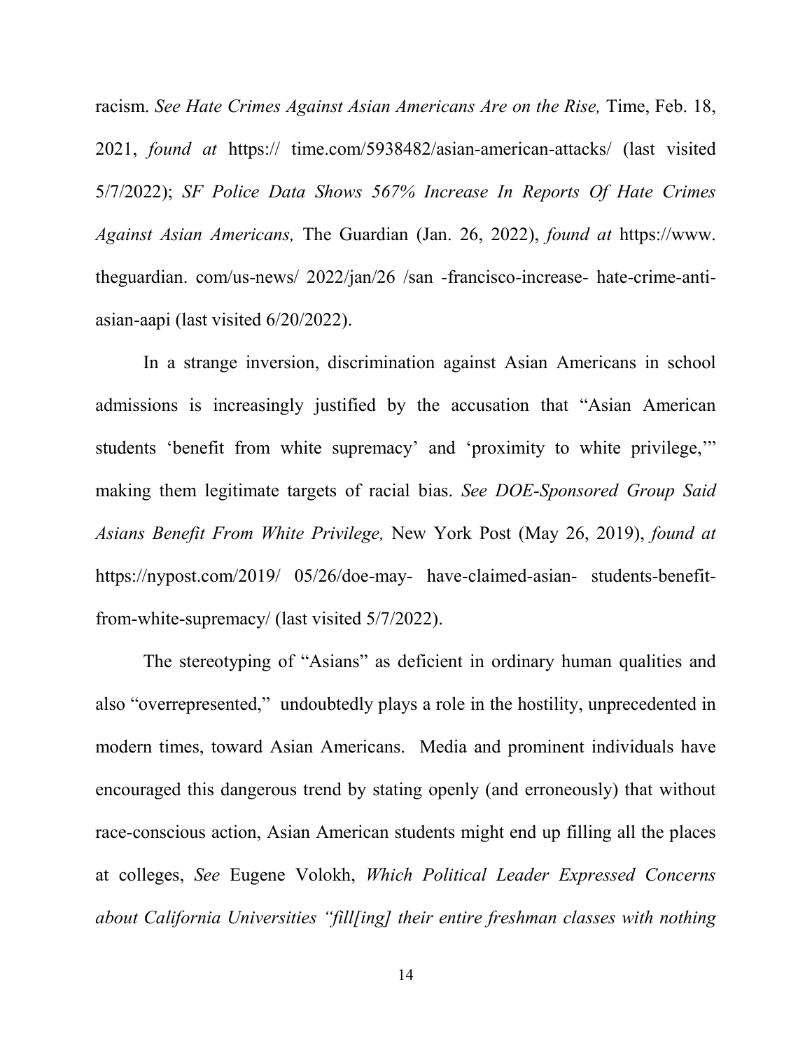racism. *See Hate Crimes Against Asian Americans Are on the Rise,* Time, Feb. 18, 2021, *found at* https:// time.com/5938482/asian-american-attacks/ (last visited 5/7/2022); *SF Police Data Shows 567% Increase In Reports Of Hate Crimes Against Asian Americans,* The Guardian (Jan. 26, 2022), *found at* https://www. theguardian. com/us-news/ 2022/jan/26 /san -francisco-increase- hate-crime-anti-asian-aapi (last visited 6/20/2022).

In a strange inversion, discrimination against Asian Americans in school admissions is increasingly justified by the accusation that "Asian American students 'benefit from white supremacy' and 'proximity to white privilege,'" making them legitimate targets of racial bias. *See DOE-Sponsored Group Said Asians Benefit From White Privilege,* New York Post (May 26, 2019), *found at* https://nypost.com/2019/ 05/26/doe-may- have-claimed-asian- students-benefit-from-white-supremacy/ (last visited 5/7/2022).

The stereotyping of "Asians" as deficient in ordinary human qualities and also "overrepresented," undoubtedly plays a role in the hostility, unprecedented in modern times, toward Asian Americans. Media and prominent individuals have encouraged this dangerous trend by stating openly (and erroneously) that without race-conscious action, Asian American students might end up filling all the places at colleges, *See* Eugene Volokh, *Which Political Leader Expressed Concerns about California Universities "fill[ing] their entire freshman classes with nothing*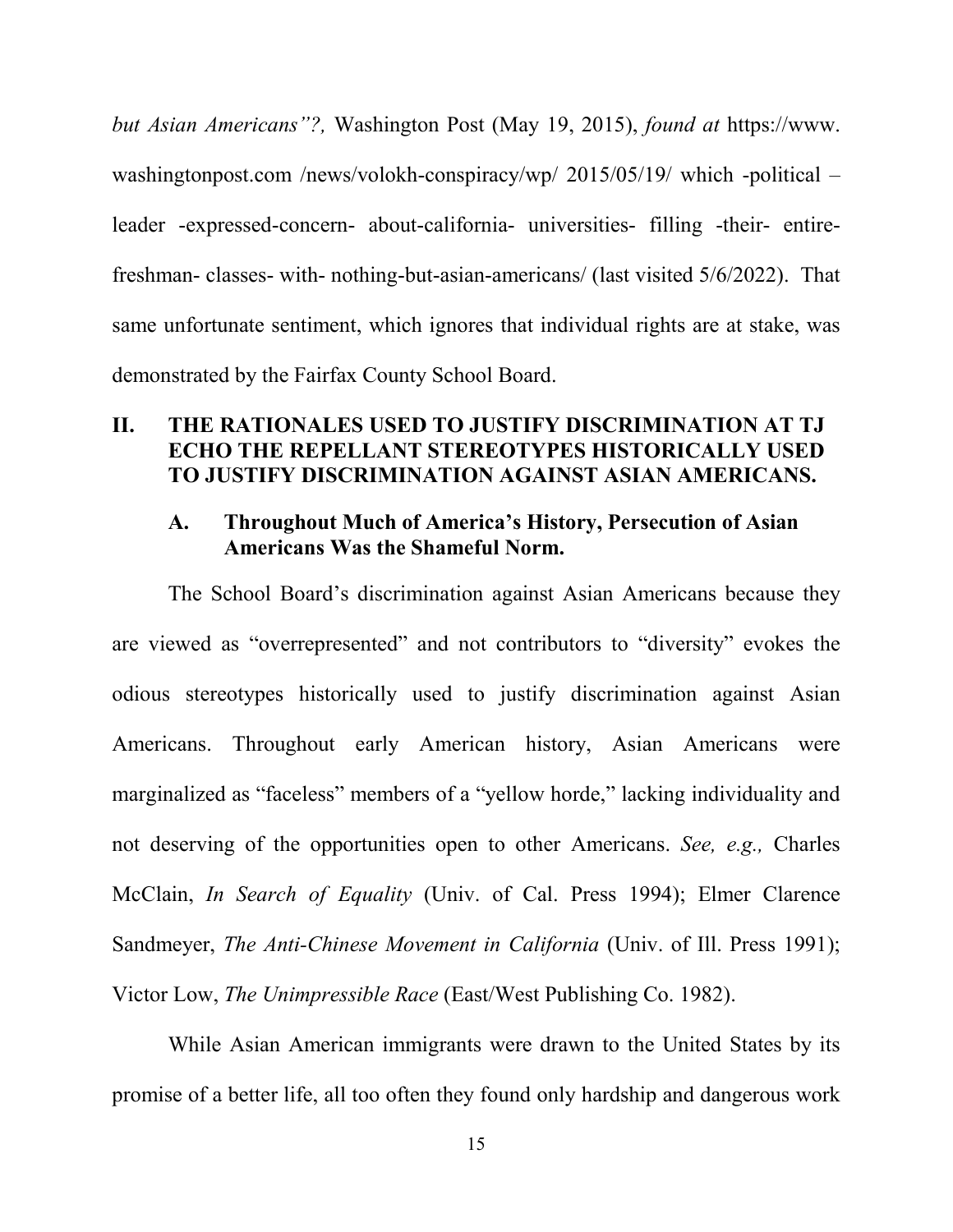*but Asian Americans"?,* Washington Post (May 19, 2015), *found at* https://www. washingtonpost.com /news/volokh-conspiracy/wp/ 2015/05/19/ which -political – leader -expressed-concern- about-california- universities- filling -their- entire-freshman- classes- with- nothing-but-asian-americans/ (last visited 5/6/2022). That same unfortunate sentiment, which ignores that individual rights are at stake, was demonstrated by the Fairfax County School Board.

## II. THE RATIONALES USED TO JUSTIFY DISCRIMINATION AT TJ ECHO THE REPELLANT STEREOTYPES HISTORICALLY USED TO JUSTIFY DISCRIMINATION AGAINST ASIAN AMERICANS.

### A. Throughout Much of America's History, Persecution of Asian Americans Was the Shameful Norm.

The School Board's discrimination against Asian Americans because they are viewed as "overrepresented" and not contributors to "diversity" evokes the odious stereotypes historically used to justify discrimination against Asian Americans. Throughout early American history, Asian Americans were marginalized as "faceless" members of a "yellow horde," lacking individuality and not deserving of the opportunities open to other Americans. *See, e.g.,* Charles McClain, *In Search of Equality* (Univ. of Cal. Press 1994); Elmer Clarence Sandmeyer, *The Anti-Chinese Movement in California* (Univ. of Ill. Press 1991); Victor Low, *The Unimpressible Race* (East/West Publishing Co. 1982).

While Asian American immigrants were drawn to the United States by its promise of a better life, all too often they found only hardship and dangerous work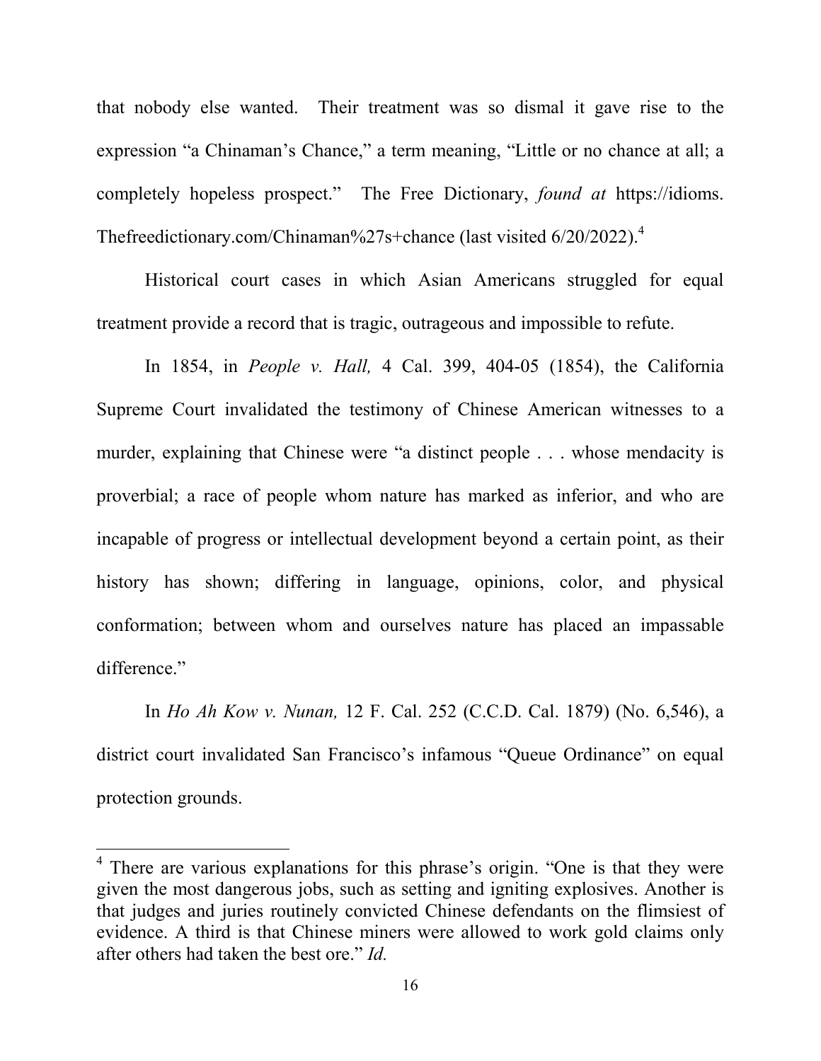that nobody else wanted. Their treatment was so dismal it gave rise to the expression "a Chinaman's Chance," a term meaning, "Little or no chance at all; a completely hopeless prospect." The Free Dictionary, *found at* https://idioms. Thefreedictionary.com/Chinaman%27s+chance (last visited 6/20/2022).[4]

Historical court cases in which Asian Americans struggled for equal treatment provide a record that is tragic, outrageous and impossible to refute.

In 1854, in *People v. Hall,* 4 Cal. 399, 404-05 (1854), the California Supreme Court invalidated the testimony of Chinese American witnesses to a murder, explaining that Chinese were "a distinct people . . . whose mendacity is proverbial; a race of people whom nature has marked as inferior, and who are incapable of progress or intellectual development beyond a certain point, as their history has shown; differing in language, opinions, color, and physical conformation; between whom and ourselves nature has placed an impassable difference."

In *Ho Ah Kow v. Nunan,* 12 F. Cal. 252 (C.C.D. Cal. 1879) (No. 6,546), a district court invalidated San Francisco's infamous "Queue Ordinance" on equal protection grounds.

---

[4] There are various explanations for this phrase's origin. "One is that they were given the most dangerous jobs, such as setting and igniting explosives. Another is that judges and juries routinely convicted Chinese defendants on the flimsiest of evidence. A third is that Chinese miners were allowed to work gold claims only after others had taken the best ore." *Id.*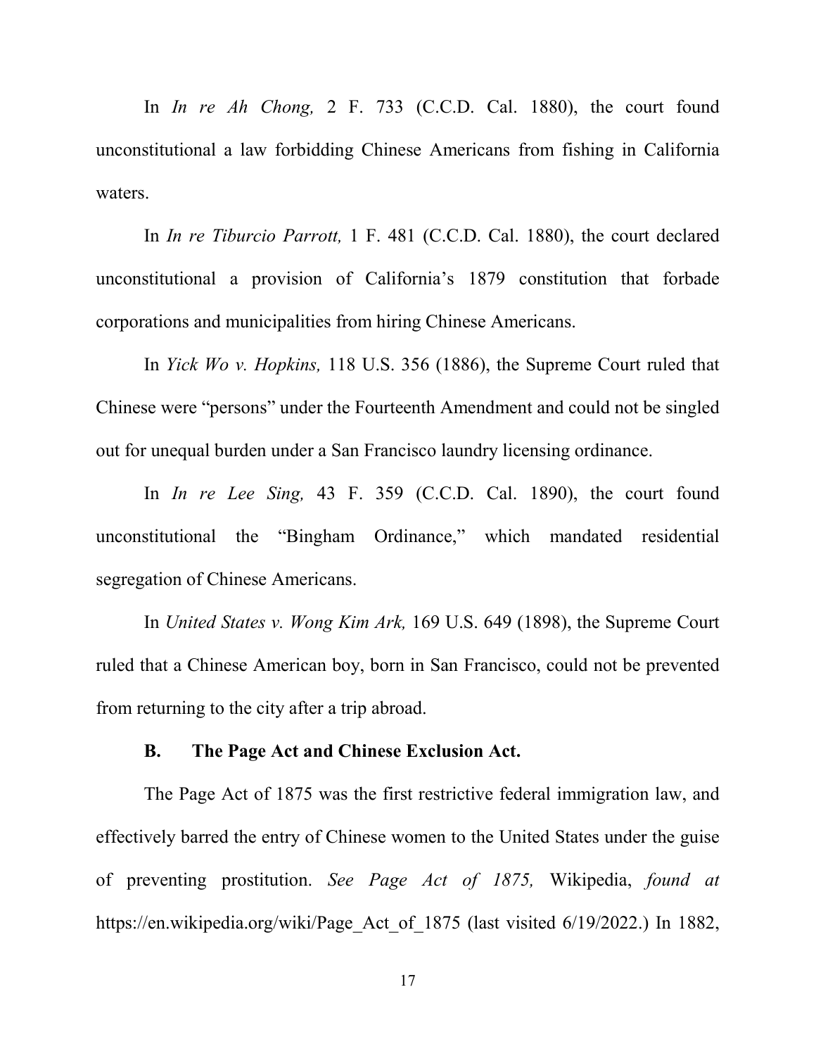In *In re Ah Chong,* 2 F. 733 (C.C.D. Cal. 1880), the court found unconstitutional a law forbidding Chinese Americans from fishing in California waters.

In *In re Tiburcio Parrott,* 1 F. 481 (C.C.D. Cal. 1880), the court declared unconstitutional a provision of California's 1879 constitution that forbade corporations and municipalities from hiring Chinese Americans.

In *Yick Wo v. Hopkins,* 118 U.S. 356 (1886), the Supreme Court ruled that Chinese were "persons" under the Fourteenth Amendment and could not be singled out for unequal burden under a San Francisco laundry licensing ordinance.

In *In re Lee Sing,* 43 F. 359 (C.C.D. Cal. 1890), the court found unconstitutional the "Bingham Ordinance," which mandated residential segregation of Chinese Americans.

In *United States v. Wong Kim Ark,* 169 U.S. 649 (1898), the Supreme Court ruled that a Chinese American boy, born in San Francisco, could not be prevented from returning to the city after a trip abroad.

### B. The Page Act and Chinese Exclusion Act.

The Page Act of 1875 was the first restrictive federal immigration law, and effectively barred the entry of Chinese women to the United States under the guise of preventing prostitution. *See Page Act of 1875,* Wikipedia, *found at* https://en.wikipedia.org/wiki/Page_Act_of_1875 (last visited 6/19/2022.) In 1882,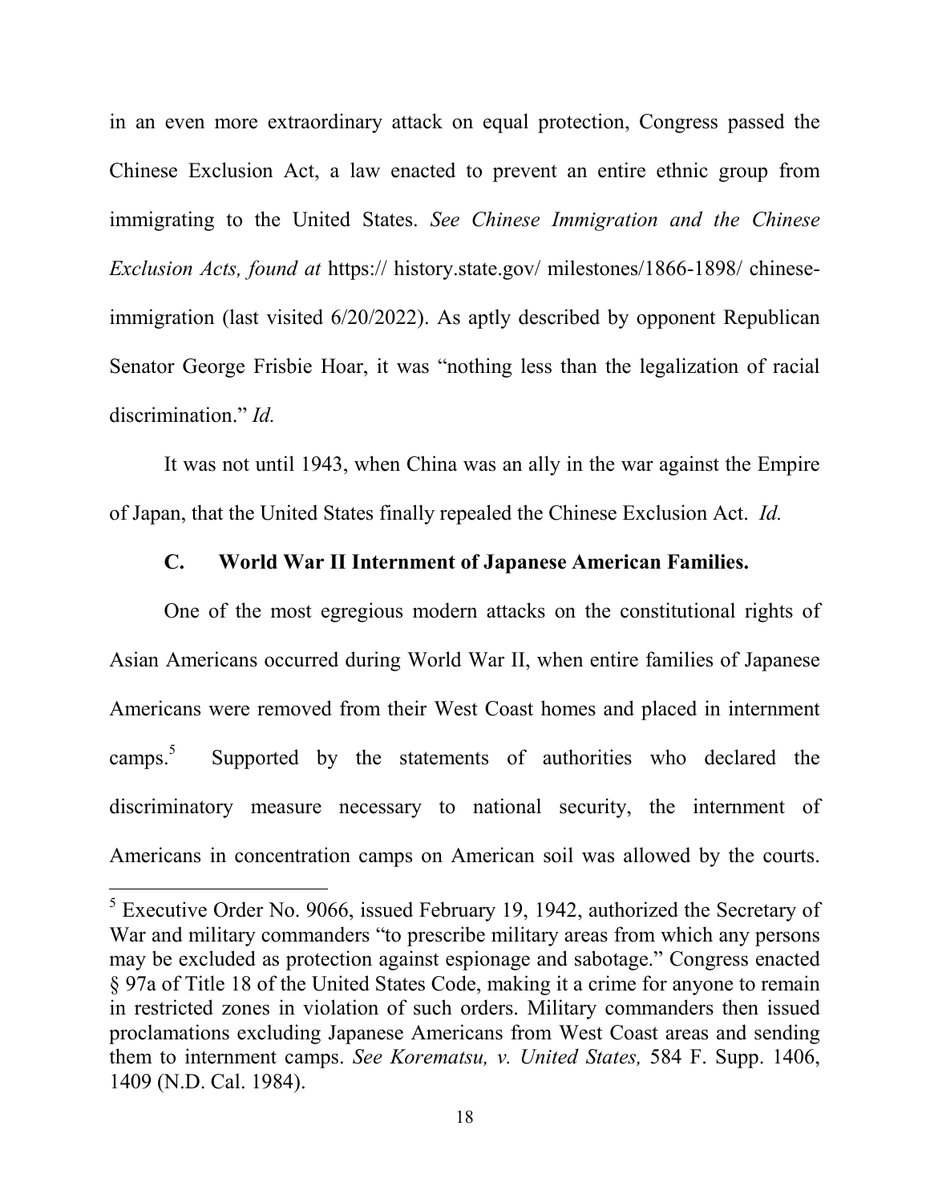in an even more extraordinary attack on equal protection, Congress passed the Chinese Exclusion Act, a law enacted to prevent an entire ethnic group from immigrating to the United States. *See Chinese Immigration and the Chinese Exclusion Acts, found at* https:// history.state.gov/ milestones/1866-1898/ chinese-immigration (last visited 6/20/2022). As aptly described by opponent Republican Senator George Frisbie Hoar, it was "nothing less than the legalization of racial discrimination." *Id.*

It was not until 1943, when China was an ally in the war against the Empire of Japan, that the United States finally repealed the Chinese Exclusion Act. *Id.*

### C. World War II Internment of Japanese American Families.

One of the most egregious modern attacks on the constitutional rights of Asian Americans occurred during World War II, when entire families of Japanese Americans were removed from their West Coast homes and placed in internment camps.[5] Supported by the statements of authorities who declared the discriminatory measure necessary to national security, the internment of Americans in concentration camps on American soil was allowed by the courts.

---

[5] Executive Order No. 9066, issued February 19, 1942, authorized the Secretary of War and military commanders "to prescribe military areas from which any persons may be excluded as protection against espionage and sabotage." Congress enacted § 97a of Title 18 of the United States Code, making it a crime for anyone to remain in restricted zones in violation of such orders. Military commanders then issued proclamations excluding Japanese Americans from West Coast areas and sending them to internment camps. *See Korematsu, v. United States,* 584 F. Supp. 1406, 1409 (N.D. Cal. 1984).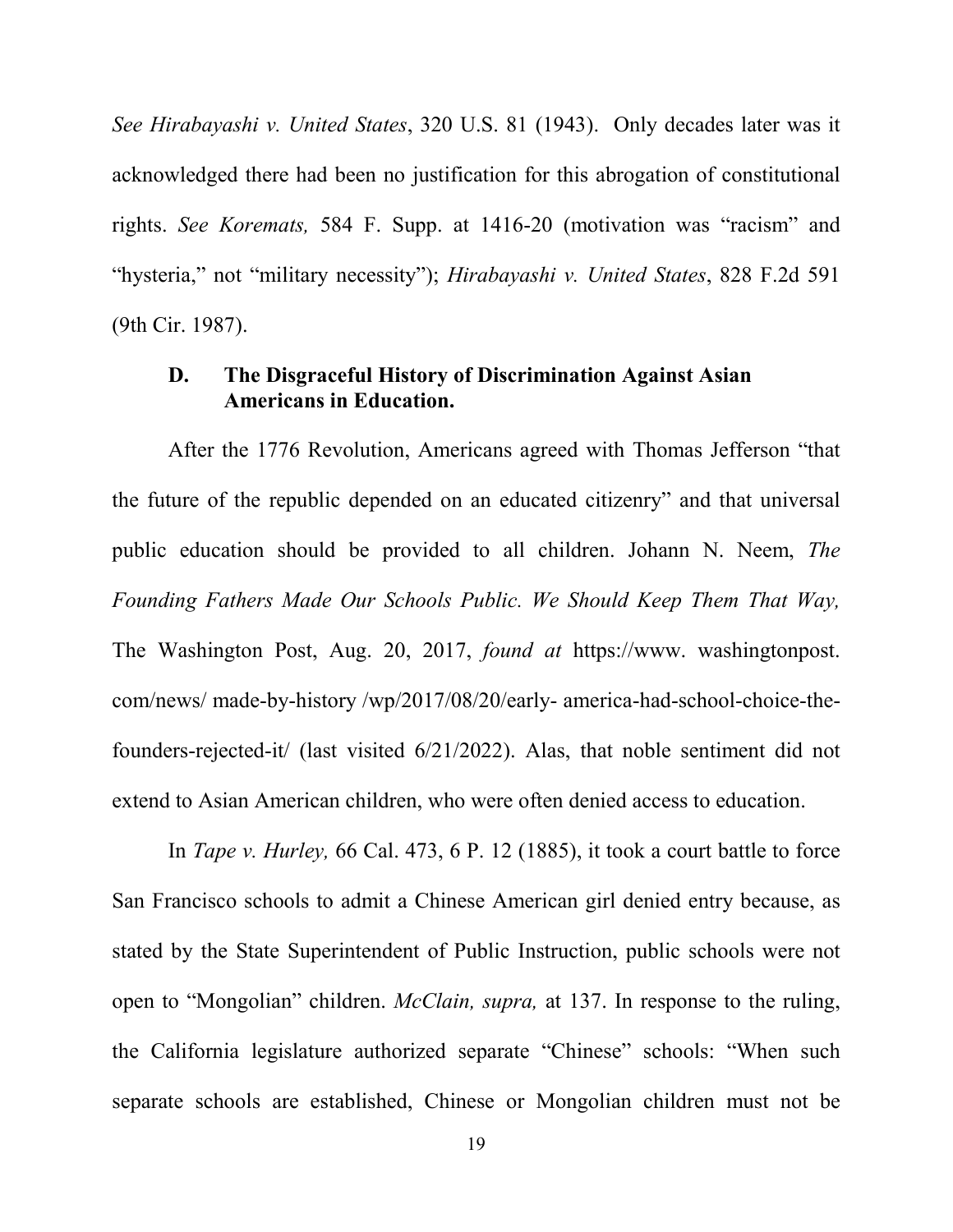*See Hirabayashi v. United States*, 320 U.S. 81 (1943). Only decades later was it acknowledged there had been no justification for this abrogation of constitutional rights. *See Korematsu,* 584 F. Supp. at 1416-20 (motivation was "racism" and "hysteria," not "military necessity"); *Hirabayashi v. United States*, 828 F.2d 591 (9th Cir. 1987).

### D. The Disgraceful History of Discrimination Against Asian Americans in Education.

After the 1776 Revolution, Americans agreed with Thomas Jefferson "that the future of the republic depended on an educated citizenry" and that universal public education should be provided to all children. Johann N. Neem, *The Founding Fathers Made Our Schools Public. We Should Keep Them That Way,* The Washington Post, Aug. 20, 2017, *found at* https://www. washingtonpost. com/news/ made-by-history /wp/2017/08/20/early- america-had-school-choice-the-founders-rejected-it/ (last visited 6/21/2022). Alas, that noble sentiment did not extend to Asian American children, who were often denied access to education.

In *Tape v. Hurley,* 66 Cal. 473, 6 P. 12 (1885), it took a court battle to force San Francisco schools to admit a Chinese American girl denied entry because, as stated by the State Superintendent of Public Instruction, public schools were not open to "Mongolian" children. *McClain, supra,* at 137. In response to the ruling, the California legislature authorized separate "Chinese" schools: "When such separate schools are established, Chinese or Mongolian children must not be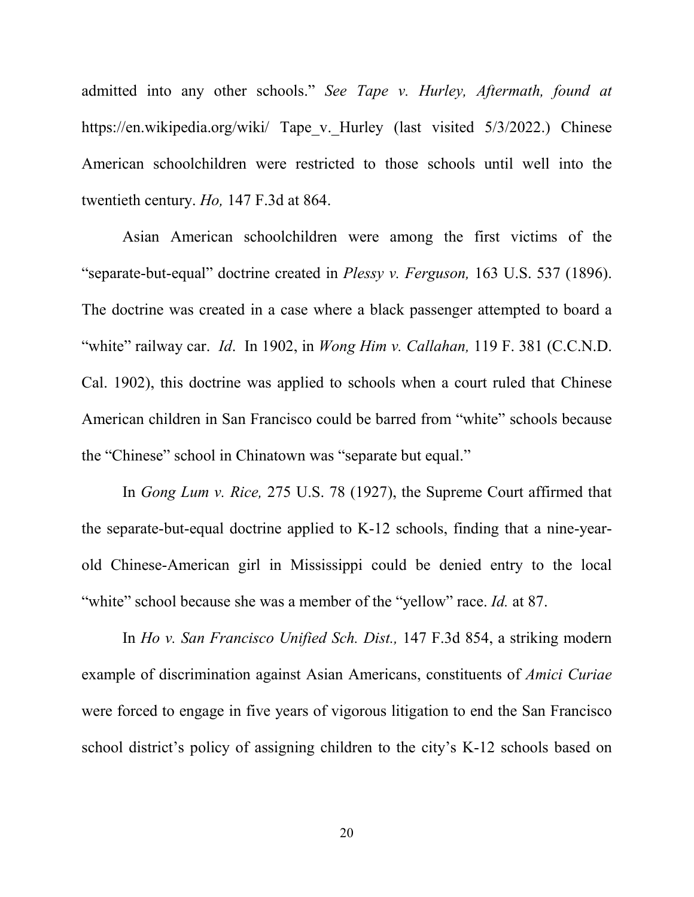admitted into any other schools." *See Tape v. Hurley, Aftermath, found at* https://en.wikipedia.org/wiki/ Tape_v._Hurley (last visited 5/3/2022.) Chinese American schoolchildren were restricted to those schools until well into the twentieth century. *Ho,* 147 F.3d at 864.

Asian American schoolchildren were among the first victims of the "separate-but-equal" doctrine created in *Plessy v. Ferguson,* 163 U.S. 537 (1896). The doctrine was created in a case where a black passenger attempted to board a "white" railway car. *Id*. In 1902, in *Wong Him v. Callahan,* 119 F. 381 (C.C.N.D. Cal. 1902), this doctrine was applied to schools when a court ruled that Chinese American children in San Francisco could be barred from "white" schools because the "Chinese" school in Chinatown was "separate but equal."

In *Gong Lum v. Rice,* 275 U.S. 78 (1927), the Supreme Court affirmed that the separate-but-equal doctrine applied to K-12 schools, finding that a nine-year-old Chinese-American girl in Mississippi could be denied entry to the local "white" school because she was a member of the "yellow" race. *Id.* at 87.

In *Ho v. San Francisco Unified Sch. Dist.,* 147 F.3d 854, a striking modern example of discrimination against Asian Americans, constituents of *Amici Curiae* were forced to engage in five years of vigorous litigation to end the San Francisco school district's policy of assigning children to the city's K-12 schools based on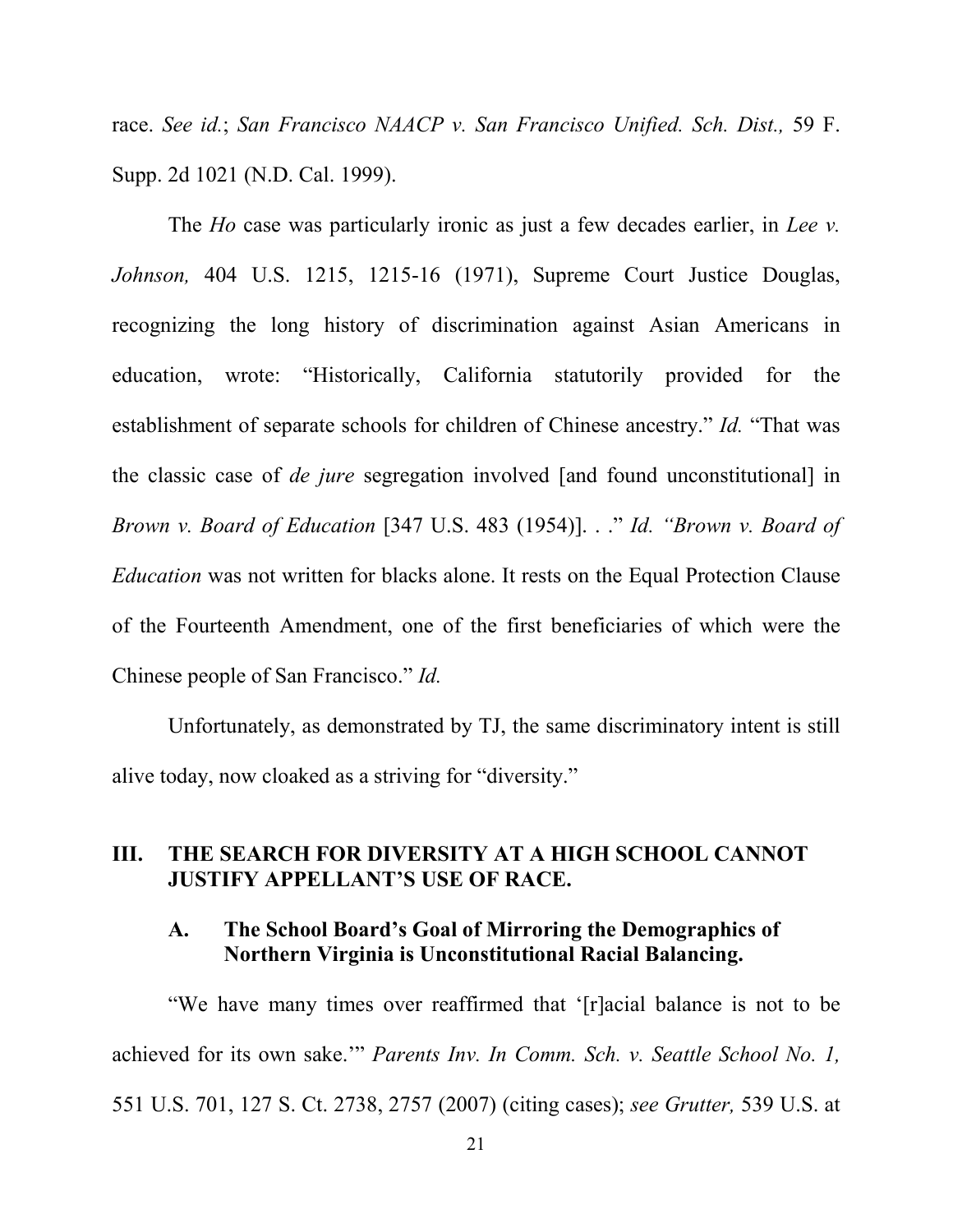race. *See id.*; *San Francisco NAACP v. San Francisco Unified. Sch. Dist.,* 59 F. Supp. 2d 1021 (N.D. Cal. 1999).

The *Ho* case was particularly ironic as just a few decades earlier, in *Lee v. Johnson,* 404 U.S. 1215, 1215-16 (1971), Supreme Court Justice Douglas, recognizing the long history of discrimination against Asian Americans in education, wrote: "Historically, California statutorily provided for the establishment of separate schools for children of Chinese ancestry." *Id.* "That was the classic case of *de jure* segregation involved [and found unconstitutional] in *Brown v. Board of Education* [347 U.S. 483 (1954)]. . ." *Id. "Brown v. Board of Education* was not written for blacks alone. It rests on the Equal Protection Clause of the Fourteenth Amendment, one of the first beneficiaries of which were the Chinese people of San Francisco." *Id.*

Unfortunately, as demonstrated by TJ, the same discriminatory intent is still alive today, now cloaked as a striving for "diversity."

## III. THE SEARCH FOR DIVERSITY AT A HIGH SCHOOL CANNOT JUSTIFY APPELLANT'S USE OF RACE.

### A. The School Board's Goal of Mirroring the Demographics of Northern Virginia is Unconstitutional Racial Balancing.

"We have many times over reaffirmed that '[r]acial balance is not to be achieved for its own sake.'" *Parents Inv. In Comm. Sch. v. Seattle School No. 1,* 551 U.S. 701, 127 S. Ct. 2738, 2757 (2007) (citing cases); *see Grutter,* 539 U.S. at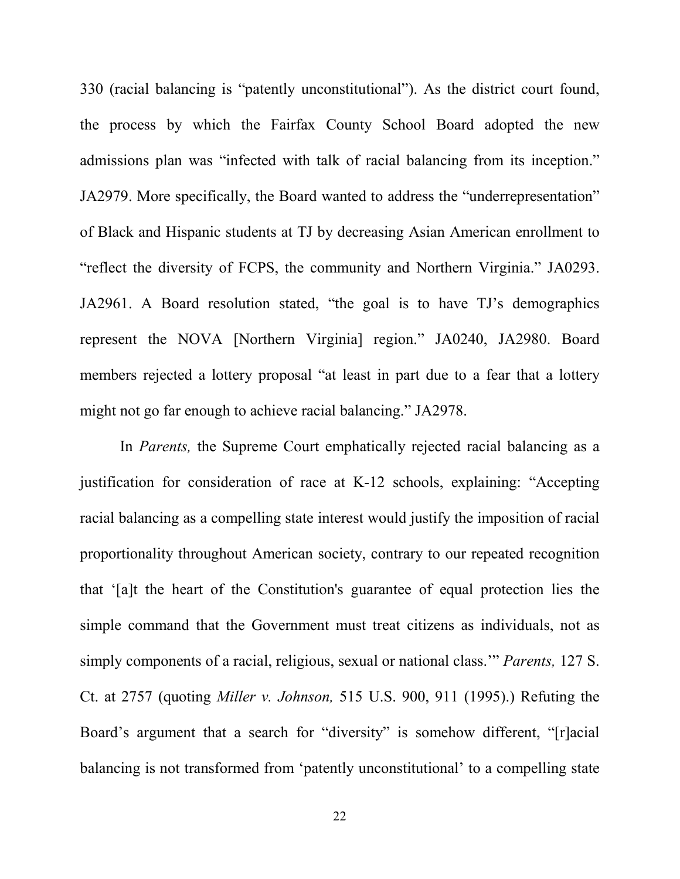330 (racial balancing is "patently unconstitutional"). As the district court found, the process by which the Fairfax County School Board adopted the new admissions plan was "infected with talk of racial balancing from its inception." JA2979. More specifically, the Board wanted to address the "underrepresentation" of Black and Hispanic students at TJ by decreasing Asian American enrollment to "reflect the diversity of FCPS, the community and Northern Virginia." JA0293. JA2961. A Board resolution stated, "the goal is to have TJ's demographics represent the NOVA [Northern Virginia] region." JA0240, JA2980. Board members rejected a lottery proposal "at least in part due to a fear that a lottery might not go far enough to achieve racial balancing." JA2978.

In *Parents,* the Supreme Court emphatically rejected racial balancing as a justification for consideration of race at K-12 schools, explaining: "Accepting racial balancing as a compelling state interest would justify the imposition of racial proportionality throughout American society, contrary to our repeated recognition that '[a]t the heart of the Constitution's guarantee of equal protection lies the simple command that the Government must treat citizens as individuals, not as simply components of a racial, religious, sexual or national class.'" *Parents,* 127 S. Ct. at 2757 (quoting *Miller v. Johnson,* 515 U.S. 900, 911 (1995).) Refuting the Board's argument that a search for "diversity" is somehow different, "[r]acial balancing is not transformed from 'patently unconstitutional' to a compelling state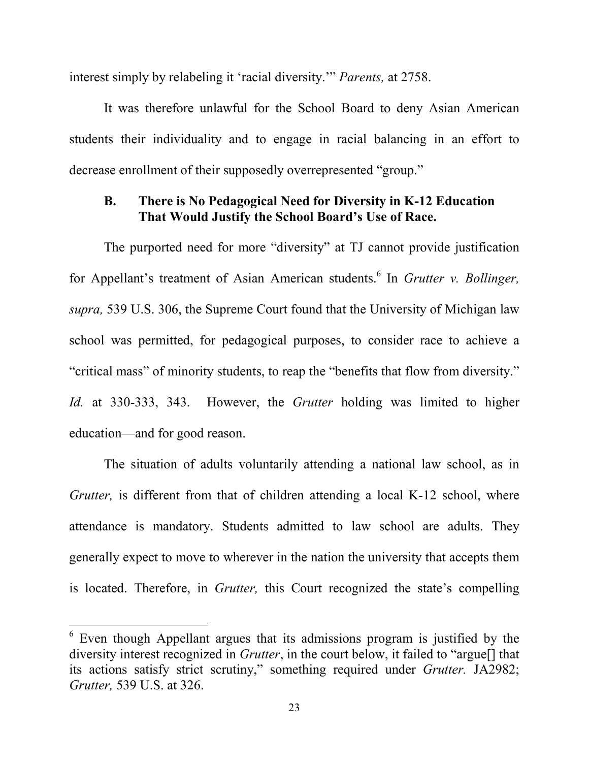interest simply by relabeling it 'racial diversity.'" *Parents,* at 2758.

It was therefore unlawful for the School Board to deny Asian American students their individuality and to engage in racial balancing in an effort to decrease enrollment of their supposedly overrepresented "group."

### B. There is No Pedagogical Need for Diversity in K-12 Education That Would Justify the School Board's Use of Race.

The purported need for more "diversity" at TJ cannot provide justification for Appellant's treatment of Asian American students.[6] In *Grutter v. Bollinger, supra,* 539 U.S. 306, the Supreme Court found that the University of Michigan law school was permitted, for pedagogical purposes, to consider race to achieve a "critical mass" of minority students, to reap the "benefits that flow from diversity." *Id.* at 330-333, 343. However, the *Grutter* holding was limited to higher education—and for good reason.

The situation of adults voluntarily attending a national law school, as in *Grutter,* is different from that of children attending a local K-12 school, where attendance is mandatory. Students admitted to law school are adults. They generally expect to move to wherever in the nation the university that accepts them is located. Therefore, in *Grutter,* this Court recognized the state's compelling

[6] Even though Appellant argues that its admissions program is justified by the diversity interest recognized in *Grutter*, in the court below, it failed to "argue[] that its actions satisfy strict scrutiny," something required under *Grutter.* JA2982; *Grutter,* 539 U.S. at 326.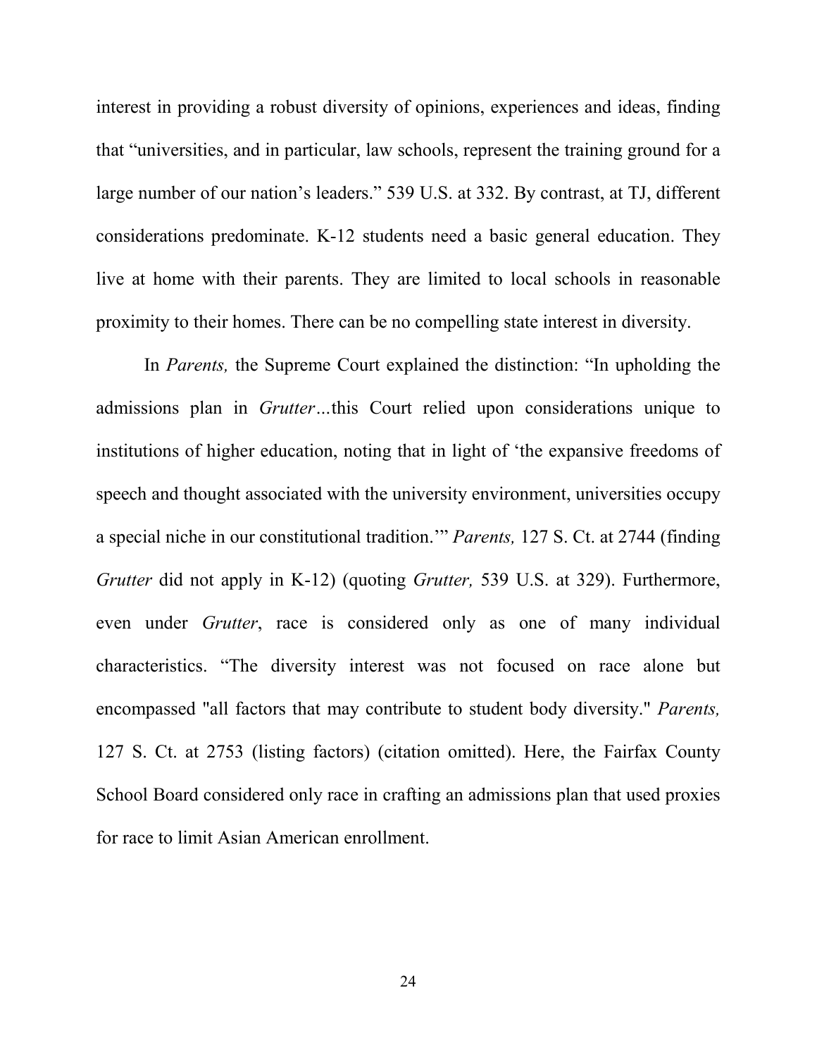interest in providing a robust diversity of opinions, experiences and ideas, finding that "universities, and in particular, law schools, represent the training ground for a large number of our nation's leaders." 539 U.S. at 332. By contrast, at TJ, different considerations predominate. K-12 students need a basic general education. They live at home with their parents. They are limited to local schools in reasonable proximity to their homes. There can be no compelling state interest in diversity.

In *Parents,* the Supreme Court explained the distinction: "In upholding the admissions plan in *Grutter*…this Court relied upon considerations unique to institutions of higher education, noting that in light of 'the expansive freedoms of speech and thought associated with the university environment, universities occupy a special niche in our constitutional tradition.'" *Parents,* 127 S. Ct. at 2744 (finding *Grutter* did not apply in K-12) (quoting *Grutter,* 539 U.S. at 329). Furthermore, even under *Grutter*, race is considered only as one of many individual characteristics. "The diversity interest was not focused on race alone but encompassed "all factors that may contribute to student body diversity." *Parents,* 127 S. Ct. at 2753 (listing factors) (citation omitted). Here, the Fairfax County School Board considered only race in crafting an admissions plan that used proxies for race to limit Asian American enrollment.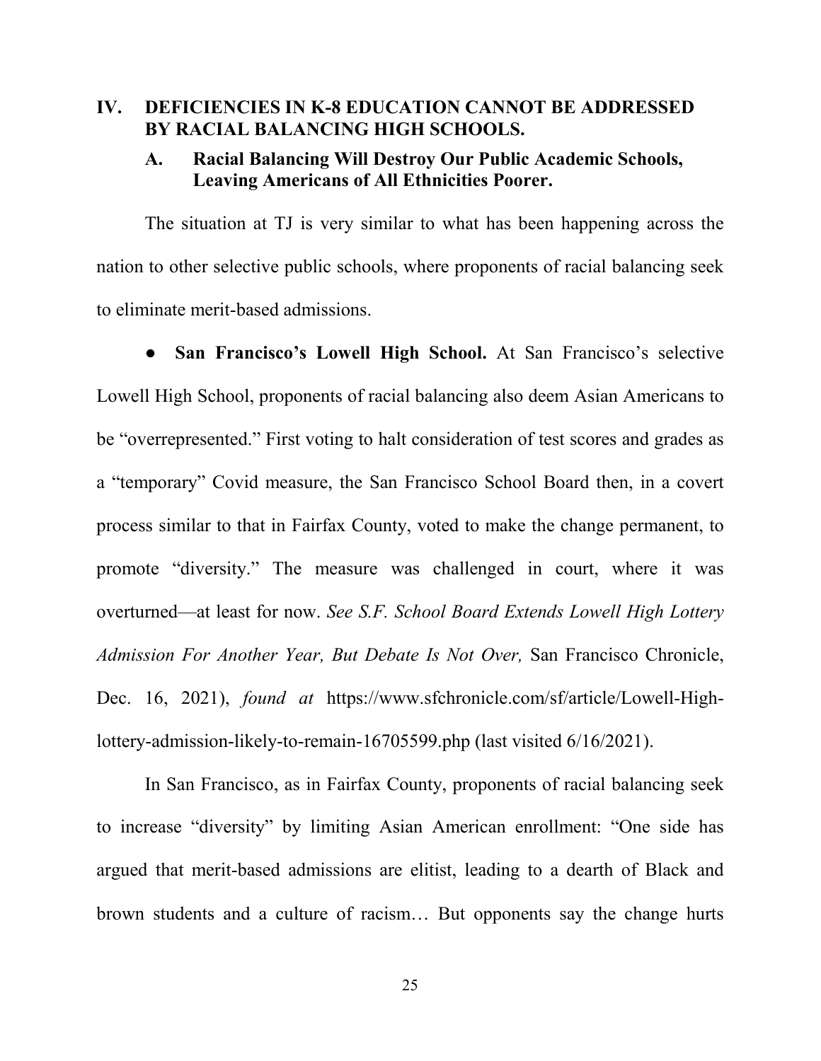## IV. DEFICIENCIES IN K-8 EDUCATION CANNOT BE ADDRESSED BY RACIAL BALANCING HIGH SCHOOLS.

### A. Racial Balancing Will Destroy Our Public Academic Schools, Leaving Americans of All Ethnicities Poorer.

The situation at TJ is very similar to what has been happening across the nation to other selective public schools, where proponents of racial balancing seek to eliminate merit-based admissions.

- **San Francisco's Lowell High School.** At San Francisco's selective Lowell High School, proponents of racial balancing also deem Asian Americans to be "overrepresented." First voting to halt consideration of test scores and grades as a "temporary" Covid measure, the San Francisco School Board then, in a covert process similar to that in Fairfax County, voted to make the change permanent, to promote "diversity." The measure was challenged in court, where it was overturned—at least for now. *See S.F. School Board Extends Lowell High Lottery Admission For Another Year, But Debate Is Not Over,* San Francisco Chronicle, Dec. 16, 2021), *found at* https://www.sfchronicle.com/sf/article/Lowell-High-lottery-admission-likely-to-remain-16705599.php (last visited 6/16/2021).

In San Francisco, as in Fairfax County, proponents of racial balancing seek to increase "diversity" by limiting Asian American enrollment: "One side has argued that merit-based admissions are elitist, leading to a dearth of Black and brown students and a culture of racism… But opponents say the change hurts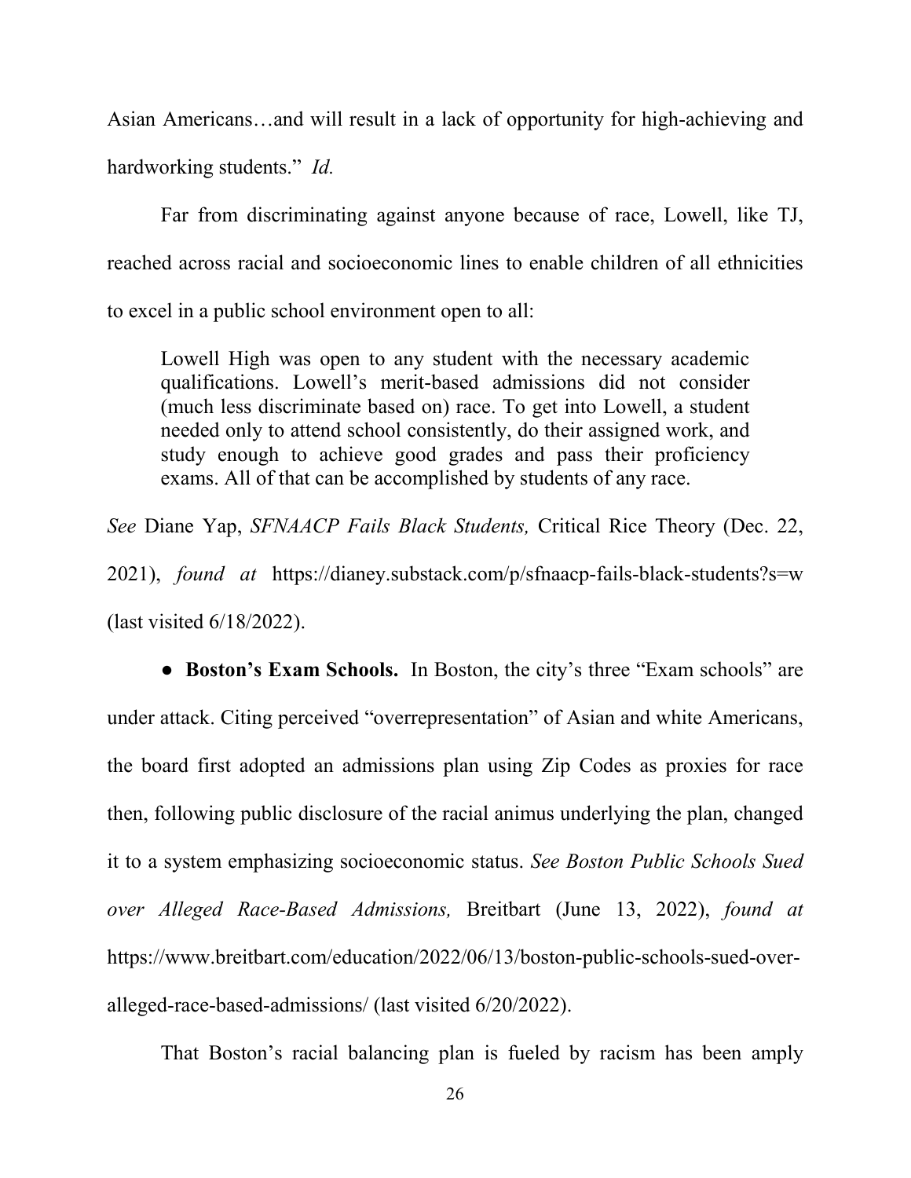Asian Americans…and will result in a lack of opportunity for high-achieving and hardworking students." *Id.*

Far from discriminating against anyone because of race, Lowell, like TJ, reached across racial and socioeconomic lines to enable children of all ethnicities to excel in a public school environment open to all:

> Lowell High was open to any student with the necessary academic qualifications. Lowell's merit-based admissions did not consider (much less discriminate based on) race. To get into Lowell, a student needed only to attend school consistently, do their assigned work, and study enough to achieve good grades and pass their proficiency exams. All of that can be accomplished by students of any race.

*See* Diane Yap, *SFNAACP Fails Black Students,* Critical Rice Theory (Dec. 22, 2021), *found at* https://dianey.substack.com/p/sfnaacp-fails-black-students?s=w (last visited 6/18/2022).

● **Boston's Exam Schools.** In Boston, the city's three "Exam schools" are under attack. Citing perceived "overrepresentation" of Asian and white Americans, the board first adopted an admissions plan using Zip Codes as proxies for race then, following public disclosure of the racial animus underlying the plan, changed it to a system emphasizing socioeconomic status. *See Boston Public Schools Sued over Alleged Race-Based Admissions,* Breitbart (June 13, 2022), *found at* https://www.breitbart.com/education/2022/06/13/boston-public-schools-sued-over-alleged-race-based-admissions/ (last visited 6/20/2022).

That Boston's racial balancing plan is fueled by racism has been amply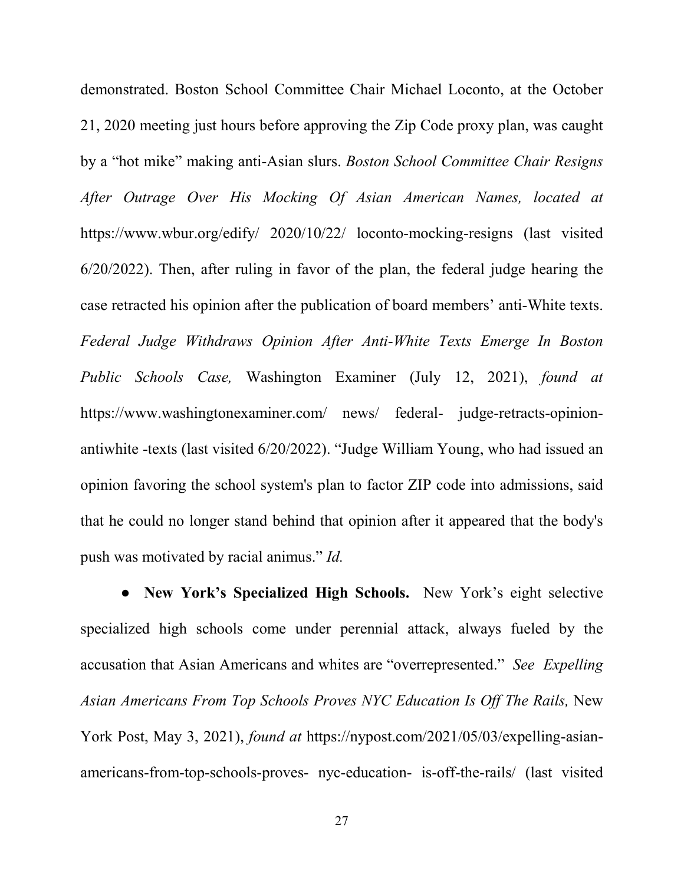demonstrated. Boston School Committee Chair Michael Loconto, at the October 21, 2020 meeting just hours before approving the Zip Code proxy plan, was caught by a "hot mike" making anti-Asian slurs. *Boston School Committee Chair Resigns After Outrage Over His Mocking Of Asian American Names, located at* https://www.wbur.org/edify/ 2020/10/22/ loconto-mocking-resigns (last visited 6/20/2022). Then, after ruling in favor of the plan, the federal judge hearing the case retracted his opinion after the publication of board members' anti-White texts. *Federal Judge Withdraws Opinion After Anti-White Texts Emerge In Boston Public Schools Case,* Washington Examiner (July 12, 2021), *found at* https://www.washingtonexaminer.com/ news/ federal- judge-retracts-opinion-antiwhite -texts (last visited 6/20/2022). "Judge William Young, who had issued an opinion favoring the school system's plan to factor ZIP code into admissions, said that he could no longer stand behind that opinion after it appeared that the body's push was motivated by racial animus." *Id.*

- **New York's Specialized High Schools.** New York's eight selective specialized high schools come under perennial attack, always fueled by the accusation that Asian Americans and whites are "overrepresented." *See Expelling Asian Americans From Top Schools Proves NYC Education Is Off The Rails,* New York Post, May 3, 2021), *found at* https://nypost.com/2021/05/03/expelling-asian-americans-from-top-schools-proves- nyc-education- is-off-the-rails/ (last visited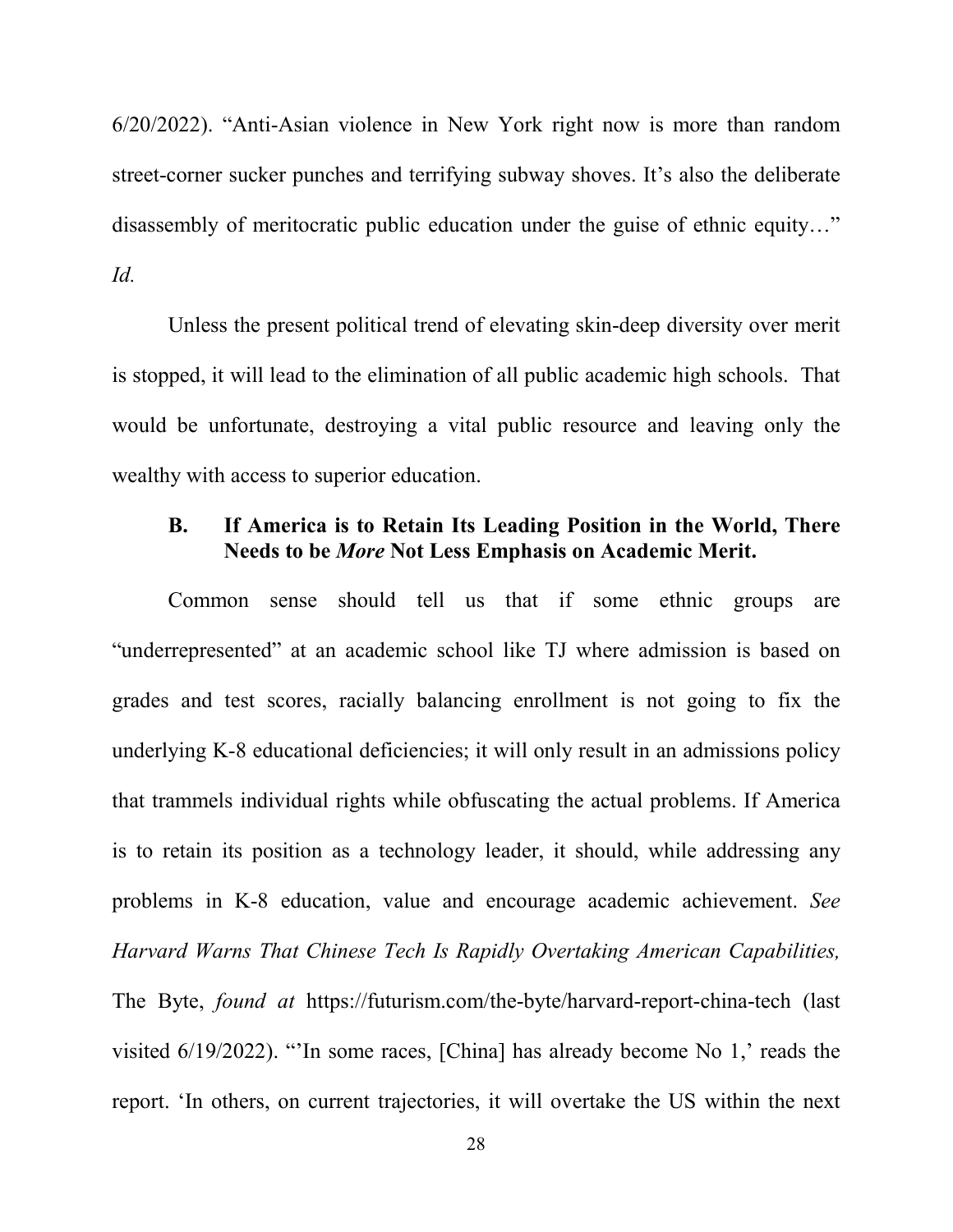6/20/2022). "Anti-Asian violence in New York right now is more than random street-corner sucker punches and terrifying subway shoves. It's also the deliberate disassembly of meritocratic public education under the guise of ethnic equity…" *Id.*

Unless the present political trend of elevating skin-deep diversity over merit is stopped, it will lead to the elimination of all public academic high schools. That would be unfortunate, destroying a vital public resource and leaving only the wealthy with access to superior education.

### B. If America is to Retain Its Leading Position in the World, There Needs to be *More* Not Less Emphasis on Academic Merit.

Common sense should tell us that if some ethnic groups are "underrepresented" at an academic school like TJ where admission is based on grades and test scores, racially balancing enrollment is not going to fix the underlying K-8 educational deficiencies; it will only result in an admissions policy that trammels individual rights while obfuscating the actual problems. If America is to retain its position as a technology leader, it should, while addressing any problems in K-8 education, value and encourage academic achievement. *See Harvard Warns That Chinese Tech Is Rapidly Overtaking American Capabilities,* The Byte, *found at* https://futurism.com/the-byte/harvard-report-china-tech (last visited 6/19/2022). "'In some races, [China] has already become No 1,' reads the report. 'In others, on current trajectories, it will overtake the US within the next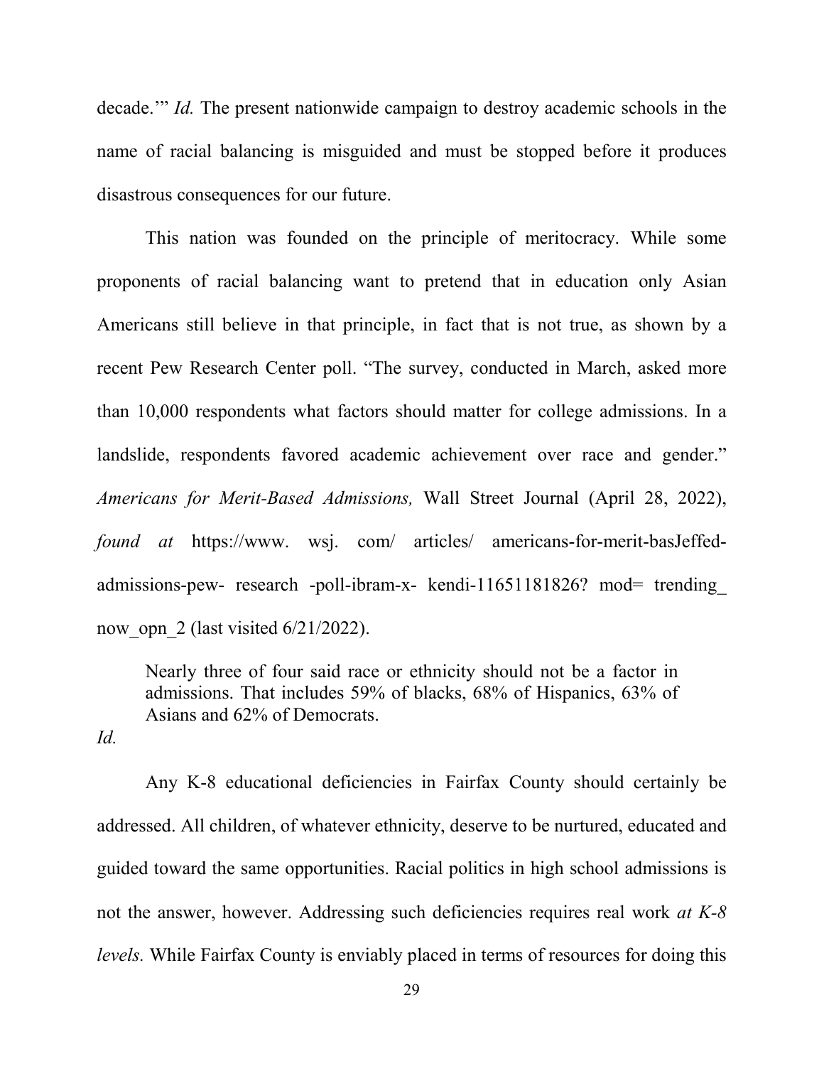decade.'" *Id.* The present nationwide campaign to destroy academic schools in the name of racial balancing is misguided and must be stopped before it produces disastrous consequences for our future.

This nation was founded on the principle of meritocracy. While some proponents of racial balancing want to pretend that in education only Asian Americans still believe in that principle, in fact that is not true, as shown by a recent Pew Research Center poll. "The survey, conducted in March, asked more than 10,000 respondents what factors should matter for college admissions. In a landslide, respondents favored academic achievement over race and gender." *Americans for Merit-Based Admissions,* Wall Street Journal (April 28, 2022), *found at* https://www. wsj. com/ articles/ americans-for-merit-basJeffed-admissions-pew- research -poll-ibram-x- kendi-11651181826? mod= trending_ now_opn_2 (last visited 6/21/2022).

> Nearly three of four said race or ethnicity should not be a factor in admissions. That includes 59% of blacks, 68% of Hispanics, 63% of Asians and 62% of Democrats.

*Id.*

Any K-8 educational deficiencies in Fairfax County should certainly be addressed. All children, of whatever ethnicity, deserve to be nurtured, educated and guided toward the same opportunities. Racial politics in high school admissions is not the answer, however. Addressing such deficiencies requires real work *at K-8 levels.* While Fairfax County is enviably placed in terms of resources for doing this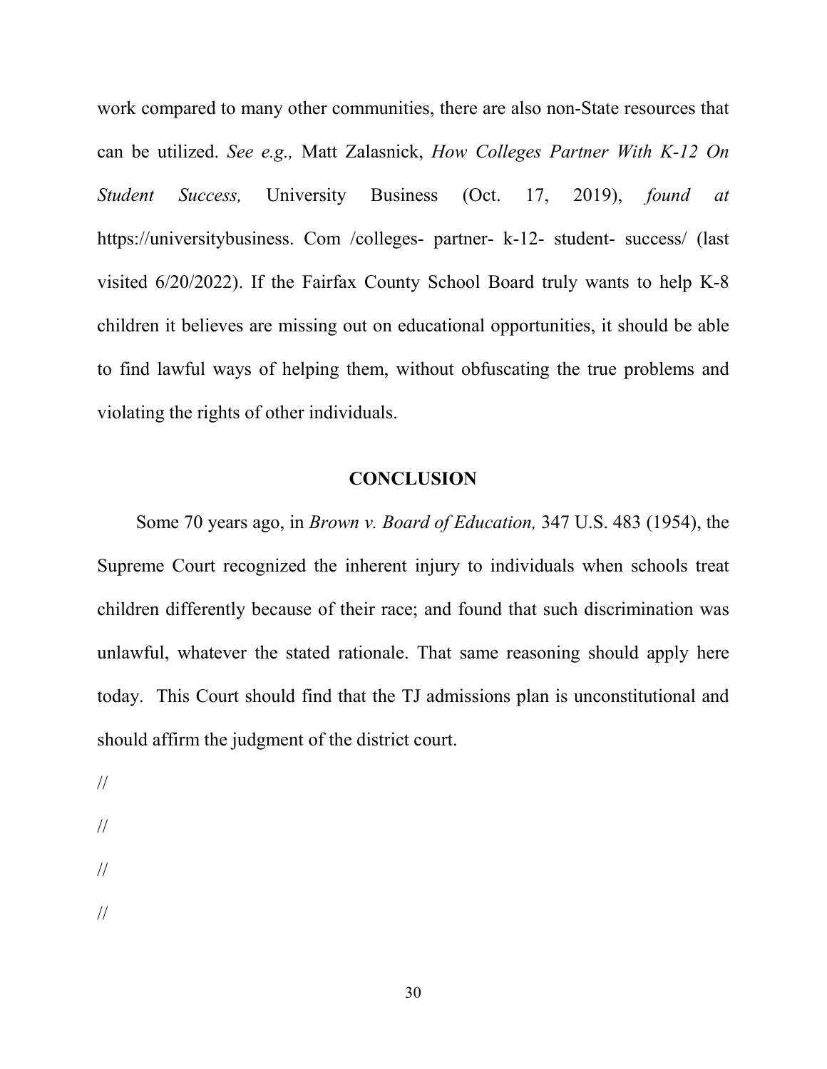work compared to many other communities, there are also non-State resources that can be utilized. *See e.g.,* Matt Zalasnick, *How Colleges Partner With K-12 On Student Success,* University Business (Oct. 17, 2019), *found at* https://universitybusiness. Com /colleges- partner- k-12- student- success/ (last visited 6/20/2022). If the Fairfax County School Board truly wants to help K-8 children it believes are missing out on educational opportunities, it should be able to find lawful ways of helping them, without obfuscating the true problems and violating the rights of other individuals.

## CONCLUSION

Some 70 years ago, in *Brown v. Board of Education,* 347 U.S. 483 (1954), the Supreme Court recognized the inherent injury to individuals when schools treat children differently because of their race; and found that such discrimination was unlawful, whatever the stated rationale. That same reasoning should apply here today. This Court should find that the TJ admissions plan is unconstitutional and should affirm the judgment of the district court.

//

//

//

//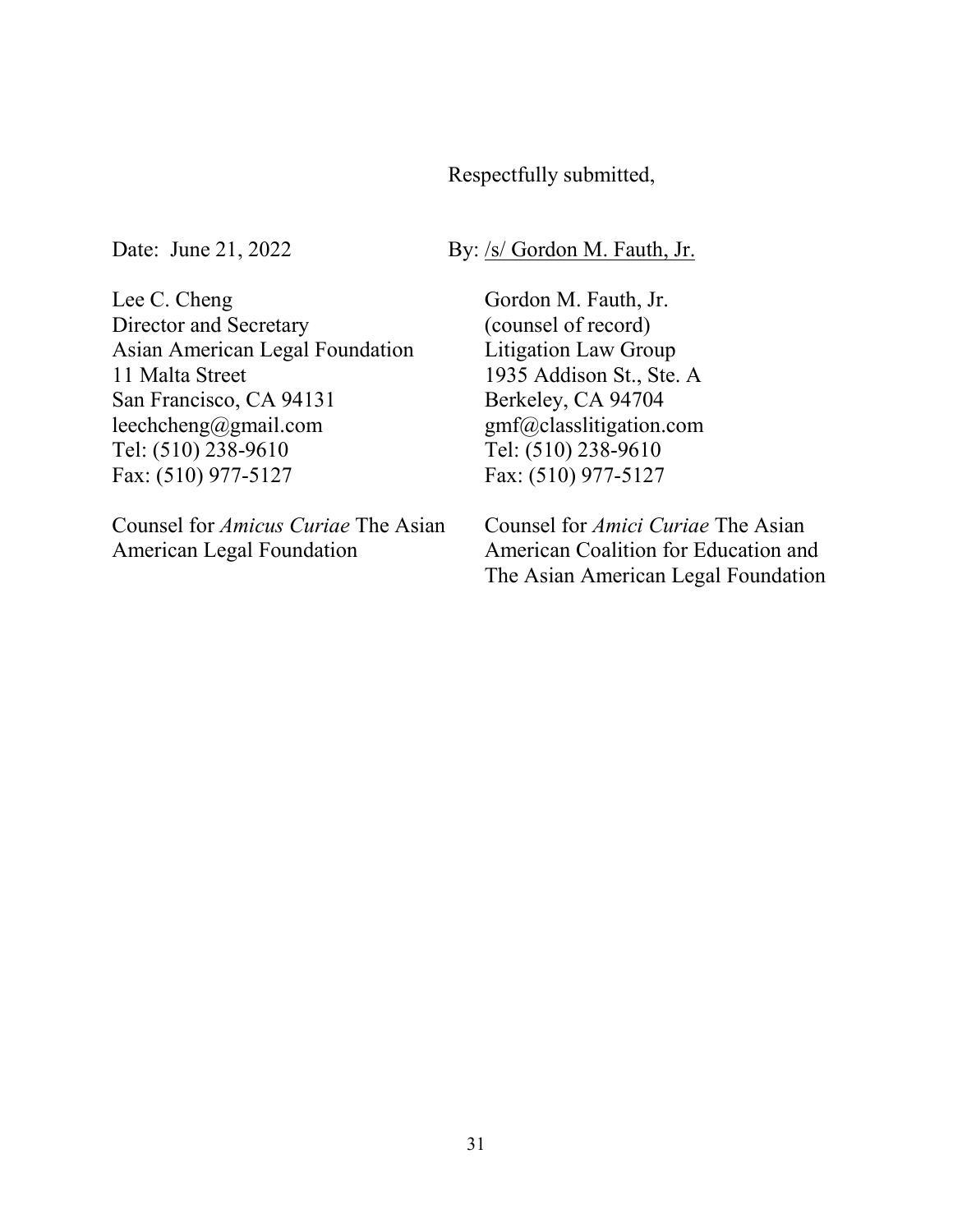Respectfully submitted,

Date: June 21, 2022

By: /s/ Gordon M. Fauth, Jr.

Lee C. Cheng
Director and Secretary
Asian American Legal Foundation
11 Malta Street
San Francisco, CA 94131
leechcheng@gmail.com
Tel: (510) 238-9610
Fax: (510) 977-5127

Counsel for *Amicus Curiae* The Asian American Legal Foundation

Gordon M. Fauth, Jr.
(counsel of record)
Litigation Law Group
1935 Addison St., Ste. A
Berkeley, CA 94704
gmf@classlitigation.com
Tel: (510) 238-9610
Fax: (510) 977-5127

Counsel for *Amici Curiae* The Asian American Coalition for Education and The Asian American Legal Foundation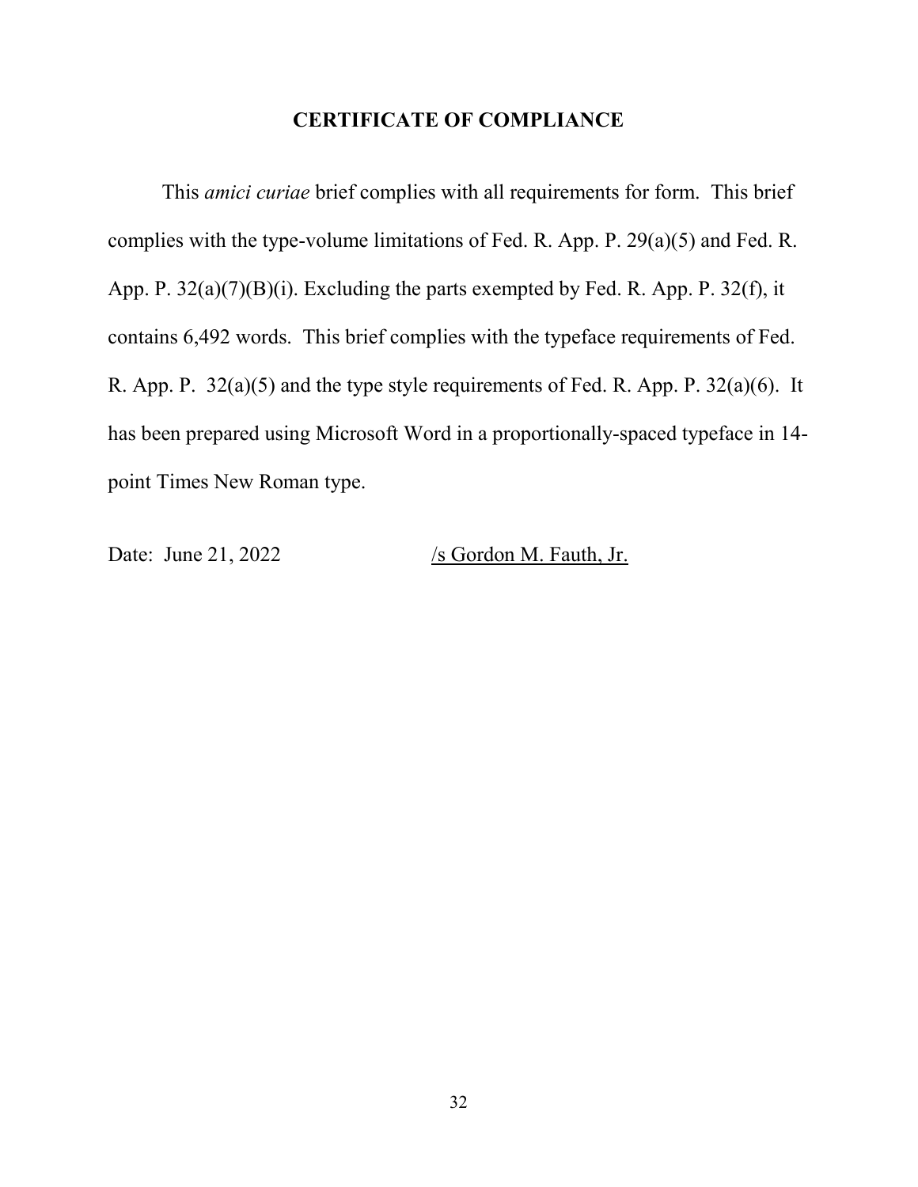## CERTIFICATE OF COMPLIANCE

This *amici curiae* brief complies with all requirements for form. This brief complies with the type-volume limitations of Fed. R. App. P. 29(a)(5) and Fed. R. App. P. 32(a)(7)(B)(i). Excluding the parts exempted by Fed. R. App. P. 32(f), it contains 6,492 words. This brief complies with the typeface requirements of Fed. R. App. P. 32(a)(5) and the type style requirements of Fed. R. App. P. 32(a)(6). It has been prepared using Microsoft Word in a proportionally-spaced typeface in 14-point Times New Roman type.

Date: June 21, 2022 /s Gordon M. Fauth, Jr.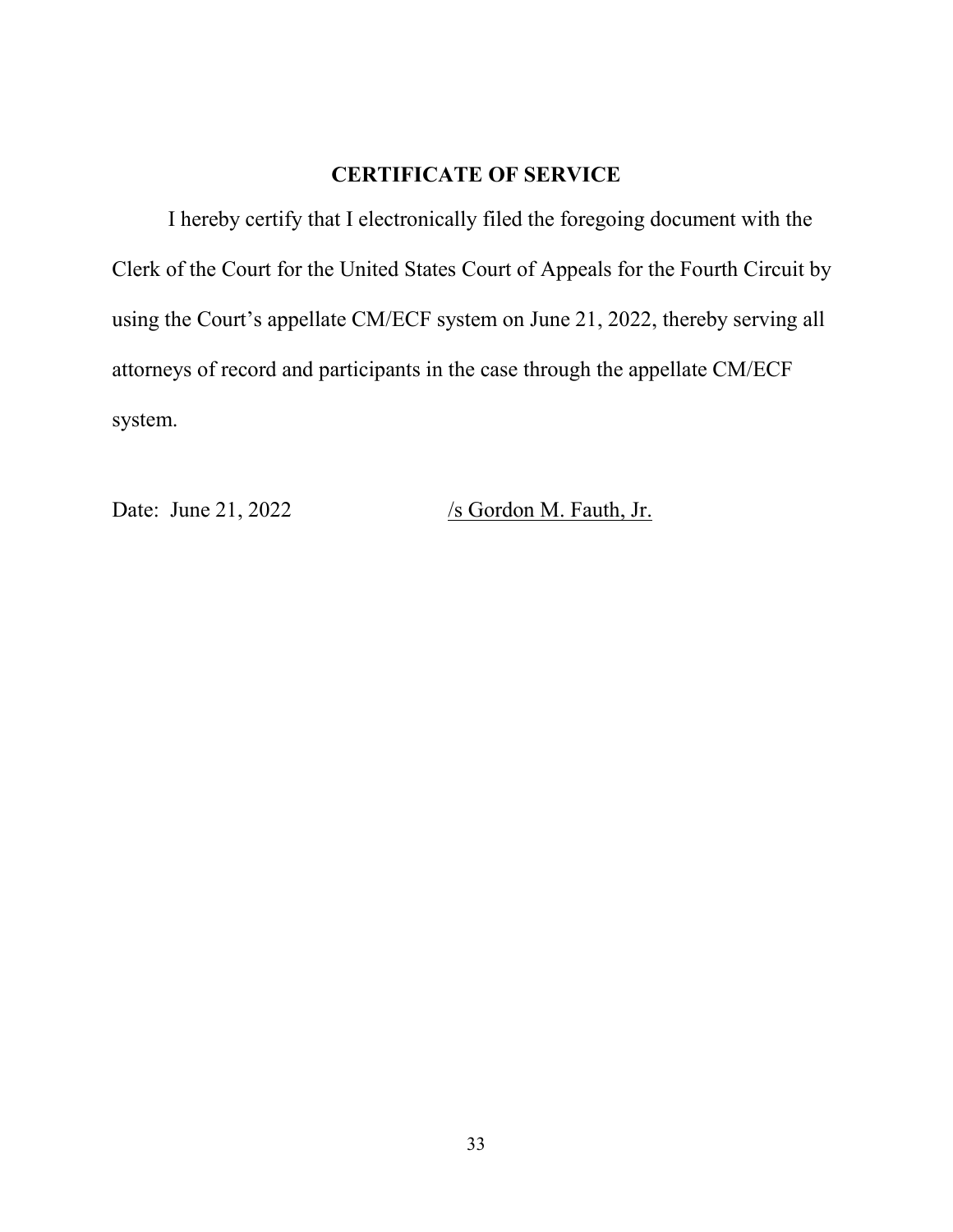## CERTIFICATE OF SERVICE

I hereby certify that I electronically filed the foregoing document with the Clerk of the Court for the United States Court of Appeals for the Fourth Circuit by using the Court's appellate CM/ECF system on June 21, 2022, thereby serving all attorneys of record and participants in the case through the appellate CM/ECF system.

Date: June 21, 2022 /s Gordon M. Fauth, Jr.